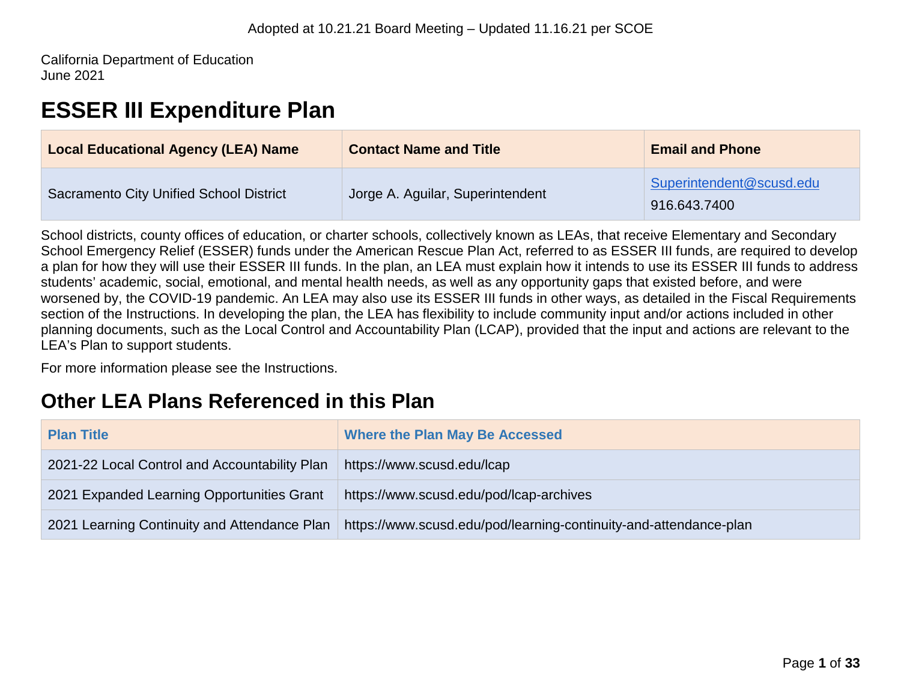Adopted at 10.21.21 Board Meeting – Updated 11.16.21 per SCOE

California Department of Education
June 2021

# ESSER III Expenditure Plan

| Local Educational Agency (LEA) Name | Contact Name and Title | Email and Phone |
|---|---|---|
| Sacramento City Unified School District | Jorge A. Aguilar, Superintendent | Superintendent@scusd.edu<br>916.643.7400 |

School districts, county offices of education, or charter schools, collectively known as LEAs, that receive Elementary and Secondary School Emergency Relief (ESSER) funds under the American Rescue Plan Act, referred to as ESSER III funds, are required to develop a plan for how they will use their ESSER III funds. In the plan, an LEA must explain how it intends to use its ESSER III funds to address students' academic, social, emotional, and mental health needs, as well as any opportunity gaps that existed before, and were worsened by, the COVID-19 pandemic. An LEA may also use its ESSER III funds in other ways, as detailed in the Fiscal Requirements section of the Instructions. In developing the plan, the LEA has flexibility to include community input and/or actions included in other planning documents, such as the Local Control and Accountability Plan (LCAP), provided that the input and actions are relevant to the LEA's Plan to support students.

For more information please see the Instructions.

## Other LEA Plans Referenced in this Plan

| Plan Title | Where the Plan May Be Accessed |
|---|---|
| 2021-22 Local Control and Accountability Plan | https://www.scusd.edu/lcap |
| 2021 Expanded Learning Opportunities Grant | https://www.scusd.edu/pod/lcap-archives |
| 2021 Learning Continuity and Attendance Plan | https://www.scusd.edu/pod/learning-continuity-and-attendance-plan |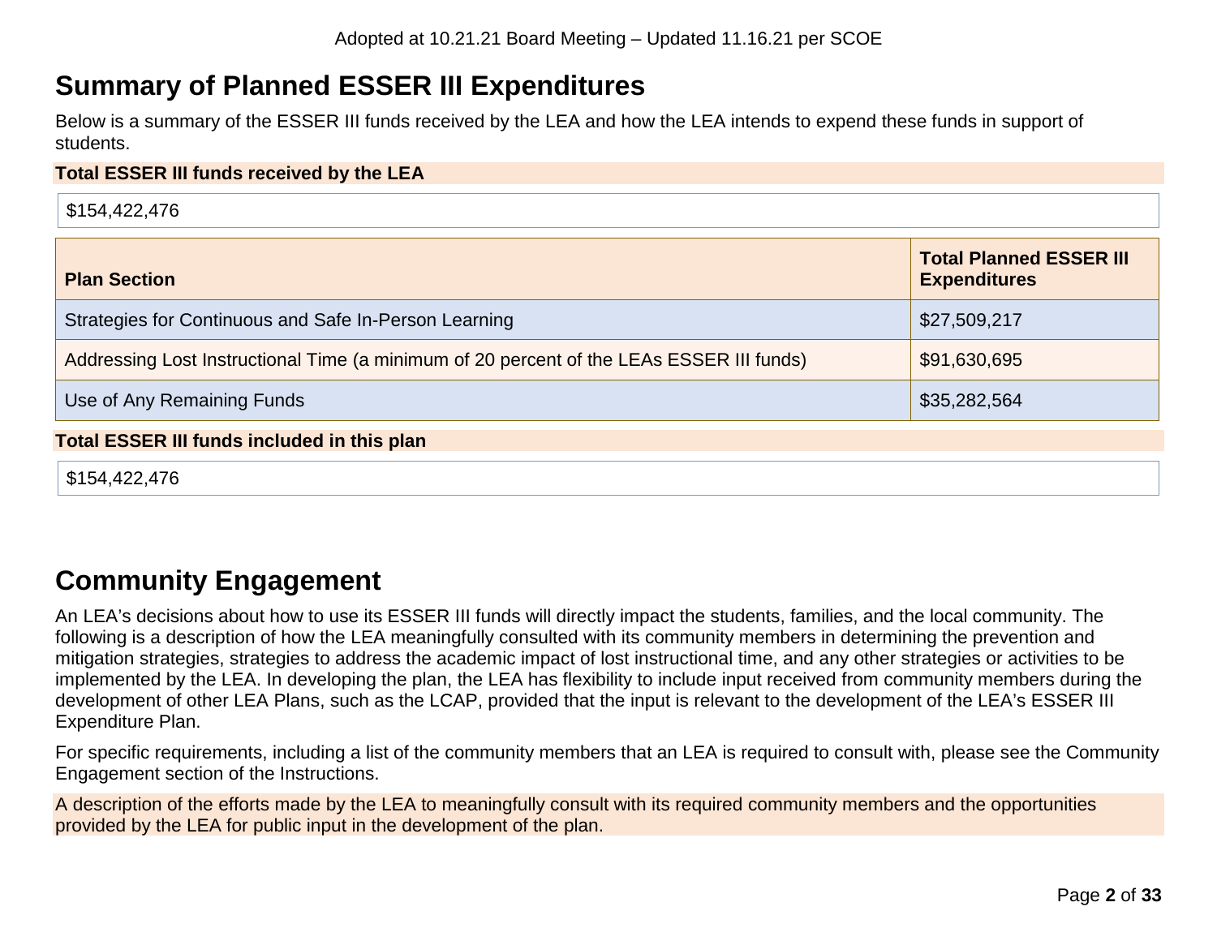## Summary of Planned ESSER III Expenditures

Below is a summary of the ESSER III funds received by the LEA and how the LEA intends to expend these funds in support of students.

**Total ESSER III funds received by the LEA**

$154,422,476

| **Plan Section** | **Total Planned ESSER III Expenditures** |
| --- | --- |
| Strategies for Continuous and Safe In-Person Learning | $27,509,217 |
| Addressing Lost Instructional Time (a minimum of 20 percent of the LEAs ESSER III funds) | $91,630,695 |
| Use of Any Remaining Funds | $35,282,564 |

**Total ESSER III funds included in this plan**

$154,422,476

## Community Engagement

An LEA's decisions about how to use its ESSER III funds will directly impact the students, families, and the local community. The following is a description of how the LEA meaningfully consulted with its community members in determining the prevention and mitigation strategies, strategies to address the academic impact of lost instructional time, and any other strategies or activities to be implemented by the LEA. In developing the plan, the LEA has flexibility to include input received from community members during the development of other LEA Plans, such as the LCAP, provided that the input is relevant to the development of the LEA's ESSER III Expenditure Plan.

For specific requirements, including a list of the community members that an LEA is required to consult with, please see the Community Engagement section of the Instructions.

A description of the efforts made by the LEA to meaningfully consult with its required community members and the opportunities provided by the LEA for public input in the development of the plan.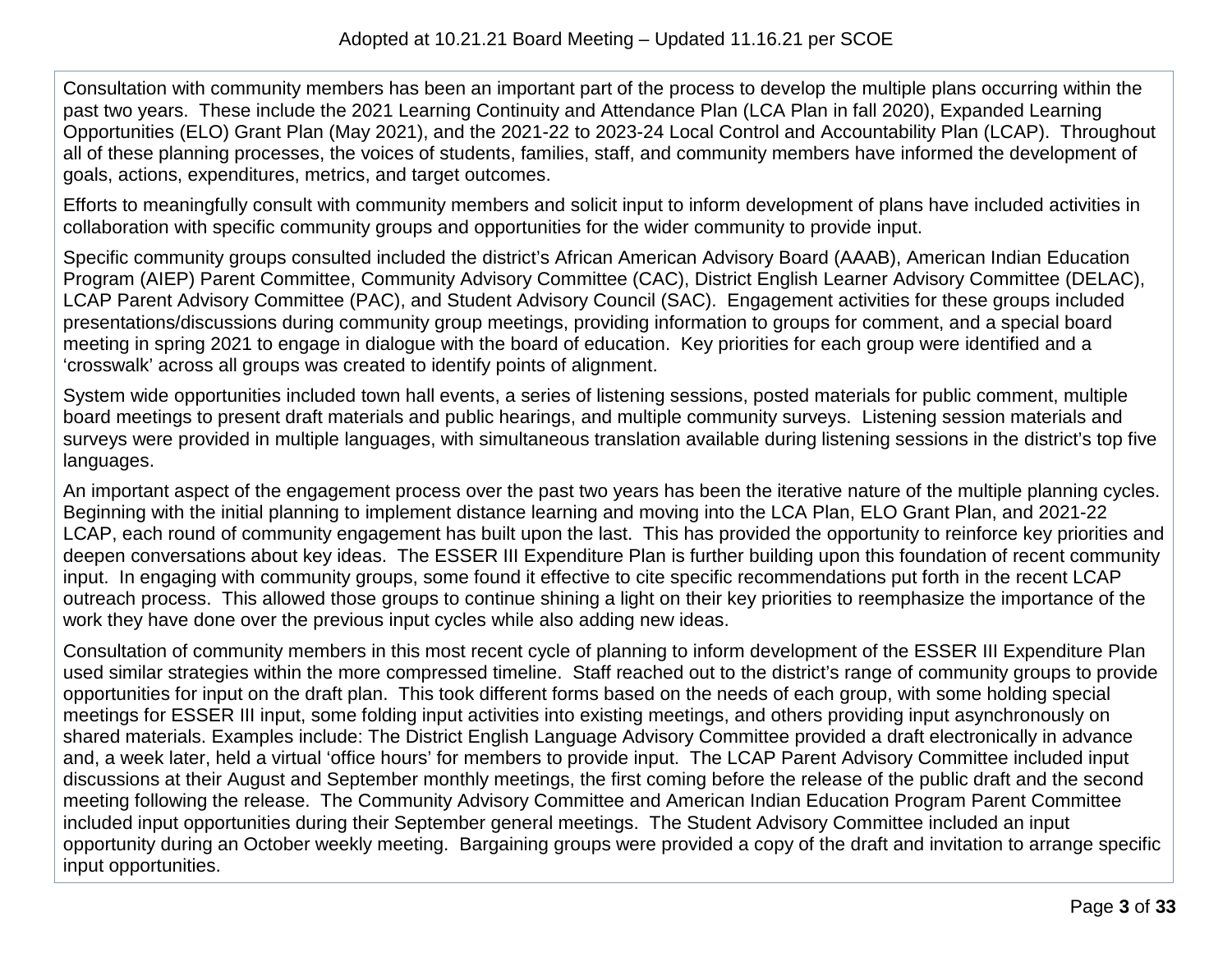Consultation with community members has been an important part of the process to develop the multiple plans occurring within the past two years. These include the 2021 Learning Continuity and Attendance Plan (LCA Plan in fall 2020), Expanded Learning Opportunities (ELO) Grant Plan (May 2021), and the 2021-22 to 2023-24 Local Control and Accountability Plan (LCAP). Throughout all of these planning processes, the voices of students, families, staff, and community members have informed the development of goals, actions, expenditures, metrics, and target outcomes.

Efforts to meaningfully consult with community members and solicit input to inform development of plans have included activities in collaboration with specific community groups and opportunities for the wider community to provide input.

Specific community groups consulted included the district's African American Advisory Board (AAAB), American Indian Education Program (AIEP) Parent Committee, Community Advisory Committee (CAC), District English Learner Advisory Committee (DELAC), LCAP Parent Advisory Committee (PAC), and Student Advisory Council (SAC). Engagement activities for these groups included presentations/discussions during community group meetings, providing information to groups for comment, and a special board meeting in spring 2021 to engage in dialogue with the board of education. Key priorities for each group were identified and a 'crosswalk' across all groups was created to identify points of alignment.

System wide opportunities included town hall events, a series of listening sessions, posted materials for public comment, multiple board meetings to present draft materials and public hearings, and multiple community surveys. Listening session materials and surveys were provided in multiple languages, with simultaneous translation available during listening sessions in the district's top five languages.

An important aspect of the engagement process over the past two years has been the iterative nature of the multiple planning cycles. Beginning with the initial planning to implement distance learning and moving into the LCA Plan, ELO Grant Plan, and 2021-22 LCAP, each round of community engagement has built upon the last. This has provided the opportunity to reinforce key priorities and deepen conversations about key ideas. The ESSER III Expenditure Plan is further building upon this foundation of recent community input. In engaging with community groups, some found it effective to cite specific recommendations put forth in the recent LCAP outreach process. This allowed those groups to continue shining a light on their key priorities to reemphasize the importance of the work they have done over the previous input cycles while also adding new ideas.

Consultation of community members in this most recent cycle of planning to inform development of the ESSER III Expenditure Plan used similar strategies within the more compressed timeline. Staff reached out to the district's range of community groups to provide opportunities for input on the draft plan. This took different forms based on the needs of each group, with some holding special meetings for ESSER III input, some folding input activities into existing meetings, and others providing input asynchronously on shared materials. Examples include: The District English Language Advisory Committee provided a draft electronically in advance and, a week later, held a virtual 'office hours' for members to provide input. The LCAP Parent Advisory Committee included input discussions at their August and September monthly meetings, the first coming before the release of the public draft and the second meeting following the release. The Community Advisory Committee and American Indian Education Program Parent Committee included input opportunities during their September general meetings. The Student Advisory Committee included an input opportunity during an October weekly meeting. Bargaining groups were provided a copy of the draft and invitation to arrange specific input opportunities.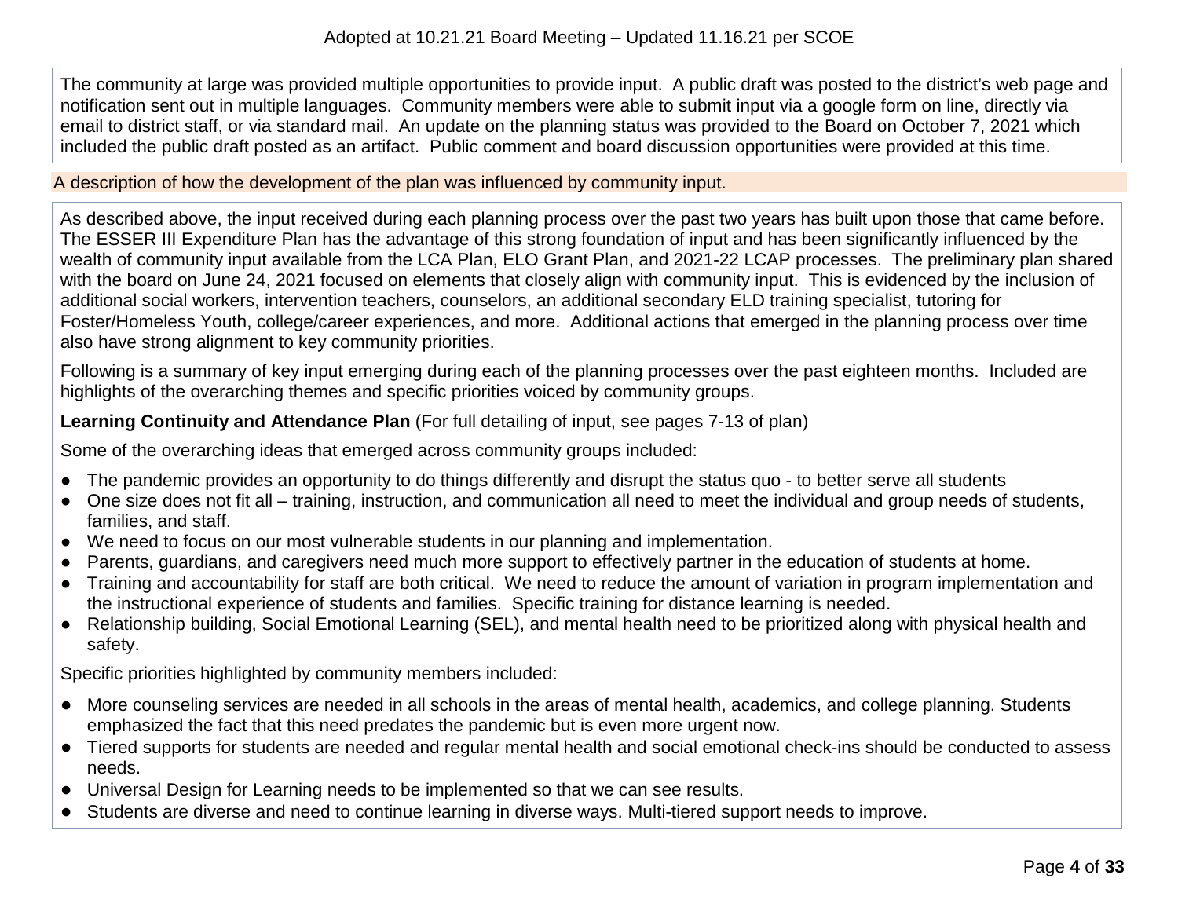The community at large was provided multiple opportunities to provide input. A public draft was posted to the district's web page and notification sent out in multiple languages. Community members were able to submit input via a google form on line, directly via email to district staff, or via standard mail. An update on the planning status was provided to the Board on October 7, 2021 which included the public draft posted as an artifact. Public comment and board discussion opportunities were provided at this time.

A description of how the development of the plan was influenced by community input.

As described above, the input received during each planning process over the past two years has built upon those that came before. The ESSER III Expenditure Plan has the advantage of this strong foundation of input and has been significantly influenced by the wealth of community input available from the LCA Plan, ELO Grant Plan, and 2021-22 LCAP processes. The preliminary plan shared with the board on June 24, 2021 focused on elements that closely align with community input. This is evidenced by the inclusion of additional social workers, intervention teachers, counselors, an additional secondary ELD training specialist, tutoring for Foster/Homeless Youth, college/career experiences, and more. Additional actions that emerged in the planning process over time also have strong alignment to key community priorities.

Following is a summary of key input emerging during each of the planning processes over the past eighteen months. Included are highlights of the overarching themes and specific priorities voiced by community groups.

**Learning Continuity and Attendance Plan** (For full detailing of input, see pages 7-13 of plan)

Some of the overarching ideas that emerged across community groups included:

- The pandemic provides an opportunity to do things differently and disrupt the status quo - to better serve all students
- One size does not fit all – training, instruction, and communication all need to meet the individual and group needs of students, families, and staff.
- We need to focus on our most vulnerable students in our planning and implementation.
- Parents, guardians, and caregivers need much more support to effectively partner in the education of students at home.
- Training and accountability for staff are both critical. We need to reduce the amount of variation in program implementation and the instructional experience of students and families. Specific training for distance learning is needed.
- Relationship building, Social Emotional Learning (SEL), and mental health need to be prioritized along with physical health and safety.

Specific priorities highlighted by community members included:

- More counseling services are needed in all schools in the areas of mental health, academics, and college planning. Students emphasized the fact that this need predates the pandemic but is even more urgent now.
- Tiered supports for students are needed and regular mental health and social emotional check-ins should be conducted to assess needs.
- Universal Design for Learning needs to be implemented so that we can see results.
- Students are diverse and need to continue learning in diverse ways. Multi-tiered support needs to improve.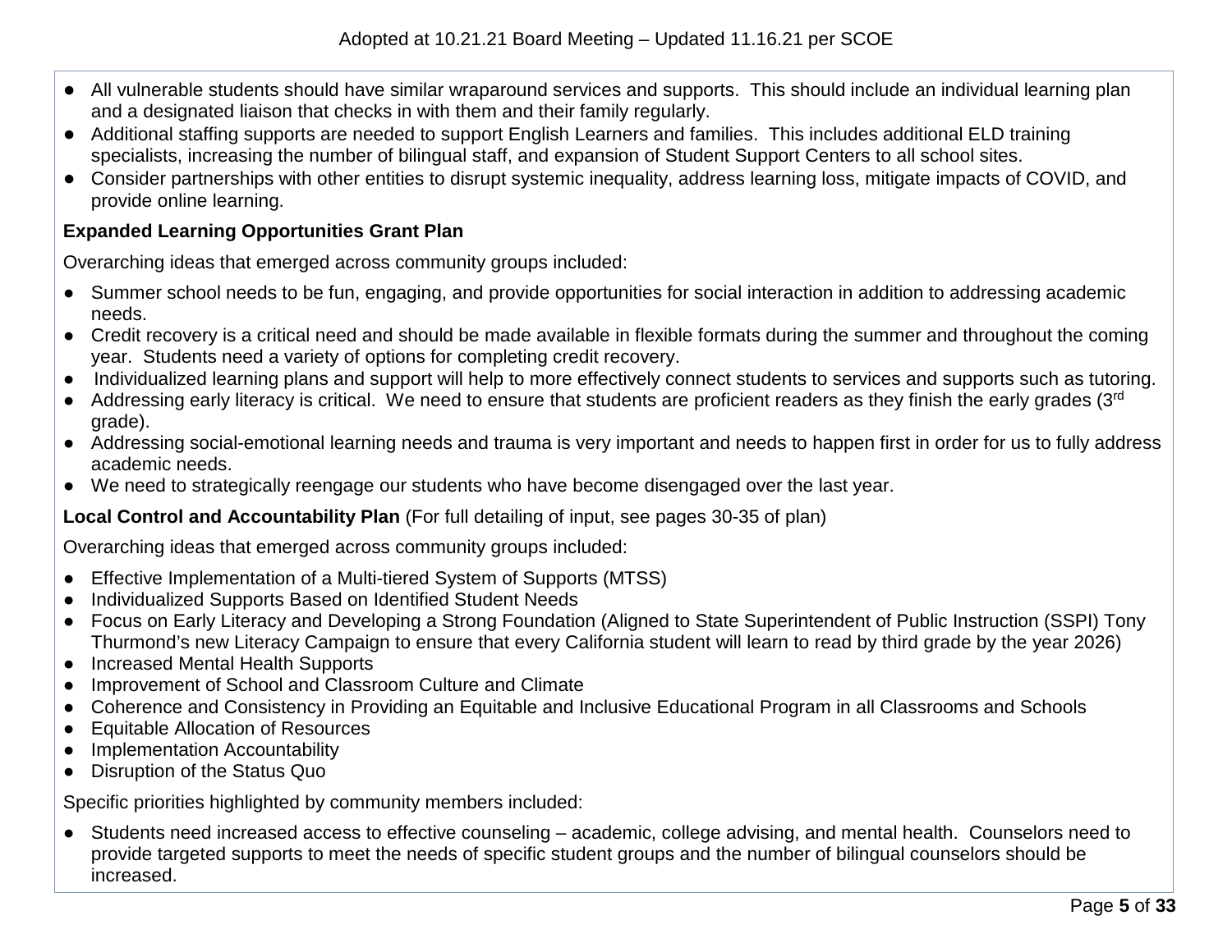- All vulnerable students should have similar wraparound services and supports. This should include an individual learning plan and a designated liaison that checks in with them and their family regularly.
- Additional staffing supports are needed to support English Learners and families. This includes additional ELD training specialists, increasing the number of bilingual staff, and expansion of Student Support Centers to all school sites.
- Consider partnerships with other entities to disrupt systemic inequality, address learning loss, mitigate impacts of COVID, and provide online learning.

**Expanded Learning Opportunities Grant Plan**

Overarching ideas that emerged across community groups included:

- Summer school needs to be fun, engaging, and provide opportunities for social interaction in addition to addressing academic needs.
- Credit recovery is a critical need and should be made available in flexible formats during the summer and throughout the coming year. Students need a variety of options for completing credit recovery.
- Individualized learning plans and support will help to more effectively connect students to services and supports such as tutoring.
- Addressing early literacy is critical. We need to ensure that students are proficient readers as they finish the early grades (3rd grade).
- Addressing social-emotional learning needs and trauma is very important and needs to happen first in order for us to fully address academic needs.
- We need to strategically reengage our students who have become disengaged over the last year.

**Local Control and Accountability Plan** (For full detailing of input, see pages 30-35 of plan)

Overarching ideas that emerged across community groups included:

- Effective Implementation of a Multi-tiered System of Supports (MTSS)
- Individualized Supports Based on Identified Student Needs
- Focus on Early Literacy and Developing a Strong Foundation (Aligned to State Superintendent of Public Instruction (SSPI) Tony Thurmond's new Literacy Campaign to ensure that every California student will learn to read by third grade by the year 2026)
- Increased Mental Health Supports
- Improvement of School and Classroom Culture and Climate
- Coherence and Consistency in Providing an Equitable and Inclusive Educational Program in all Classrooms and Schools
- Equitable Allocation of Resources
- Implementation Accountability
- Disruption of the Status Quo

Specific priorities highlighted by community members included:

- Students need increased access to effective counseling – academic, college advising, and mental health. Counselors need to provide targeted supports to meet the needs of specific student groups and the number of bilingual counselors should be increased.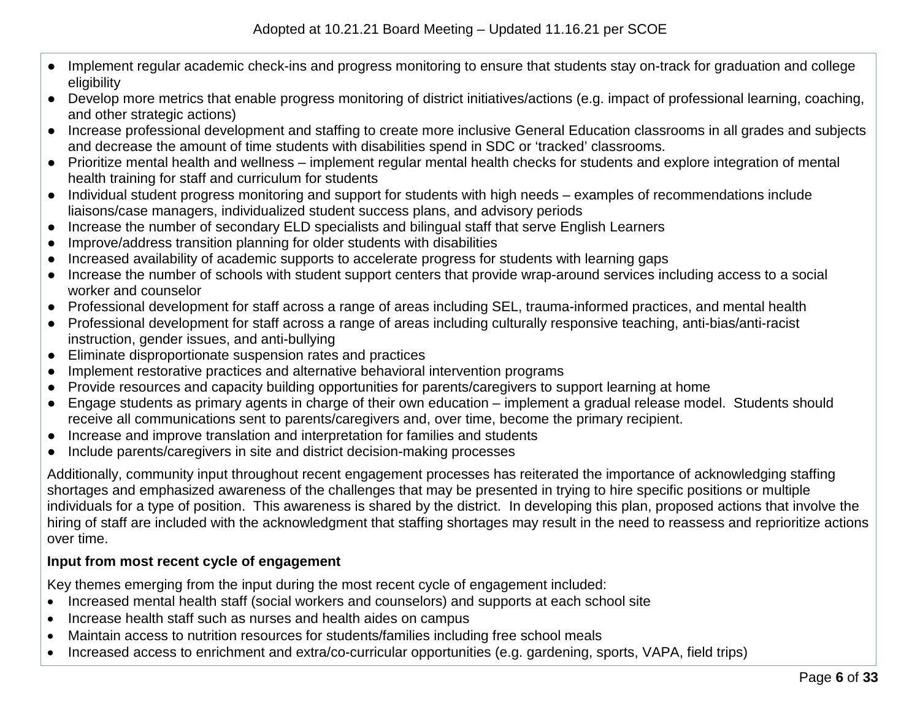- Implement regular academic check-ins and progress monitoring to ensure that students stay on-track for graduation and college eligibility
- Develop more metrics that enable progress monitoring of district initiatives/actions (e.g. impact of professional learning, coaching, and other strategic actions)
- Increase professional development and staffing to create more inclusive General Education classrooms in all grades and subjects and decrease the amount of time students with disabilities spend in SDC or 'tracked' classrooms.
- Prioritize mental health and wellness – implement regular mental health checks for students and explore integration of mental health training for staff and curriculum for students
- Individual student progress monitoring and support for students with high needs – examples of recommendations include liaisons/case managers, individualized student success plans, and advisory periods
- Increase the number of secondary ELD specialists and bilingual staff that serve English Learners
- Improve/address transition planning for older students with disabilities
- Increased availability of academic supports to accelerate progress for students with learning gaps
- Increase the number of schools with student support centers that provide wrap-around services including access to a social worker and counselor
- Professional development for staff across a range of areas including SEL, trauma-informed practices, and mental health
- Professional development for staff across a range of areas including culturally responsive teaching, anti-bias/anti-racist instruction, gender issues, and anti-bullying
- Eliminate disproportionate suspension rates and practices
- Implement restorative practices and alternative behavioral intervention programs
- Provide resources and capacity building opportunities for parents/caregivers to support learning at home
- Engage students as primary agents in charge of their own education – implement a gradual release model. Students should receive all communications sent to parents/caregivers and, over time, become the primary recipient.
- Increase and improve translation and interpretation for families and students
- Include parents/caregivers in site and district decision-making processes

Additionally, community input throughout recent engagement processes has reiterated the importance of acknowledging staffing shortages and emphasized awareness of the challenges that may be presented in trying to hire specific positions or multiple individuals for a type of position. This awareness is shared by the district. In developing this plan, proposed actions that involve the hiring of staff are included with the acknowledgment that staffing shortages may result in the need to reassess and reprioritize actions over time.

**Input from most recent cycle of engagement**

Key themes emerging from the input during the most recent cycle of engagement included:

- Increased mental health staff (social workers and counselors) and supports at each school site
- Increase health staff such as nurses and health aides on campus
- Maintain access to nutrition resources for students/families including free school meals
- Increased access to enrichment and extra/co-curricular opportunities (e.g. gardening, sports, VAPA, field trips)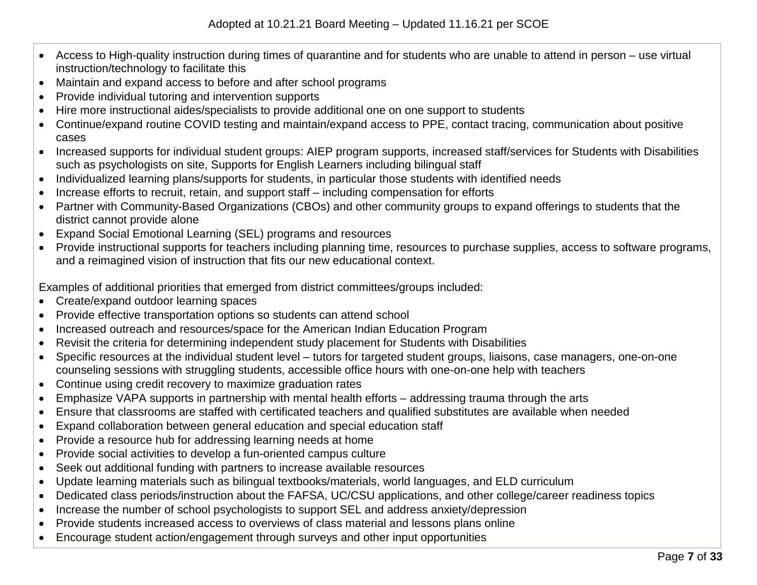- Access to High-quality instruction during times of quarantine and for students who are unable to attend in person – use virtual instruction/technology to facilitate this
- Maintain and expand access to before and after school programs
- Provide individual tutoring and intervention supports
- Hire more instructional aides/specialists to provide additional one on one support to students
- Continue/expand routine COVID testing and maintain/expand access to PPE, contact tracing, communication about positive cases
- Increased supports for individual student groups: AIEP program supports, increased staff/services for Students with Disabilities such as psychologists on site, Supports for English Learners including bilingual staff
- Individualized learning plans/supports for students, in particular those students with identified needs
- Increase efforts to recruit, retain, and support staff – including compensation for efforts
- Partner with Community-Based Organizations (CBOs) and other community groups to expand offerings to students that the district cannot provide alone
- Expand Social Emotional Learning (SEL) programs and resources
- Provide instructional supports for teachers including planning time, resources to purchase supplies, access to software programs, and a reimagined vision of instruction that fits our new educational context.

Examples of additional priorities that emerged from district committees/groups included:

- Create/expand outdoor learning spaces
- Provide effective transportation options so students can attend school
- Increased outreach and resources/space for the American Indian Education Program
- Revisit the criteria for determining independent study placement for Students with Disabilities
- Specific resources at the individual student level – tutors for targeted student groups, liaisons, case managers, one-on-one counseling sessions with struggling students, accessible office hours with one-on-one help with teachers
- Continue using credit recovery to maximize graduation rates
- Emphasize VAPA supports in partnership with mental health efforts – addressing trauma through the arts
- Ensure that classrooms are staffed with certificated teachers and qualified substitutes are available when needed
- Expand collaboration between general education and special education staff
- Provide a resource hub for addressing learning needs at home
- Provide social activities to develop a fun-oriented campus culture
- Seek out additional funding with partners to increase available resources
- Update learning materials such as bilingual textbooks/materials, world languages, and ELD curriculum
- Dedicated class periods/instruction about the FAFSA, UC/CSU applications, and other college/career readiness topics
- Increase the number of school psychologists to support SEL and address anxiety/depression
- Provide students increased access to overviews of class material and lessons plans online
- Encourage student action/engagement through surveys and other input opportunities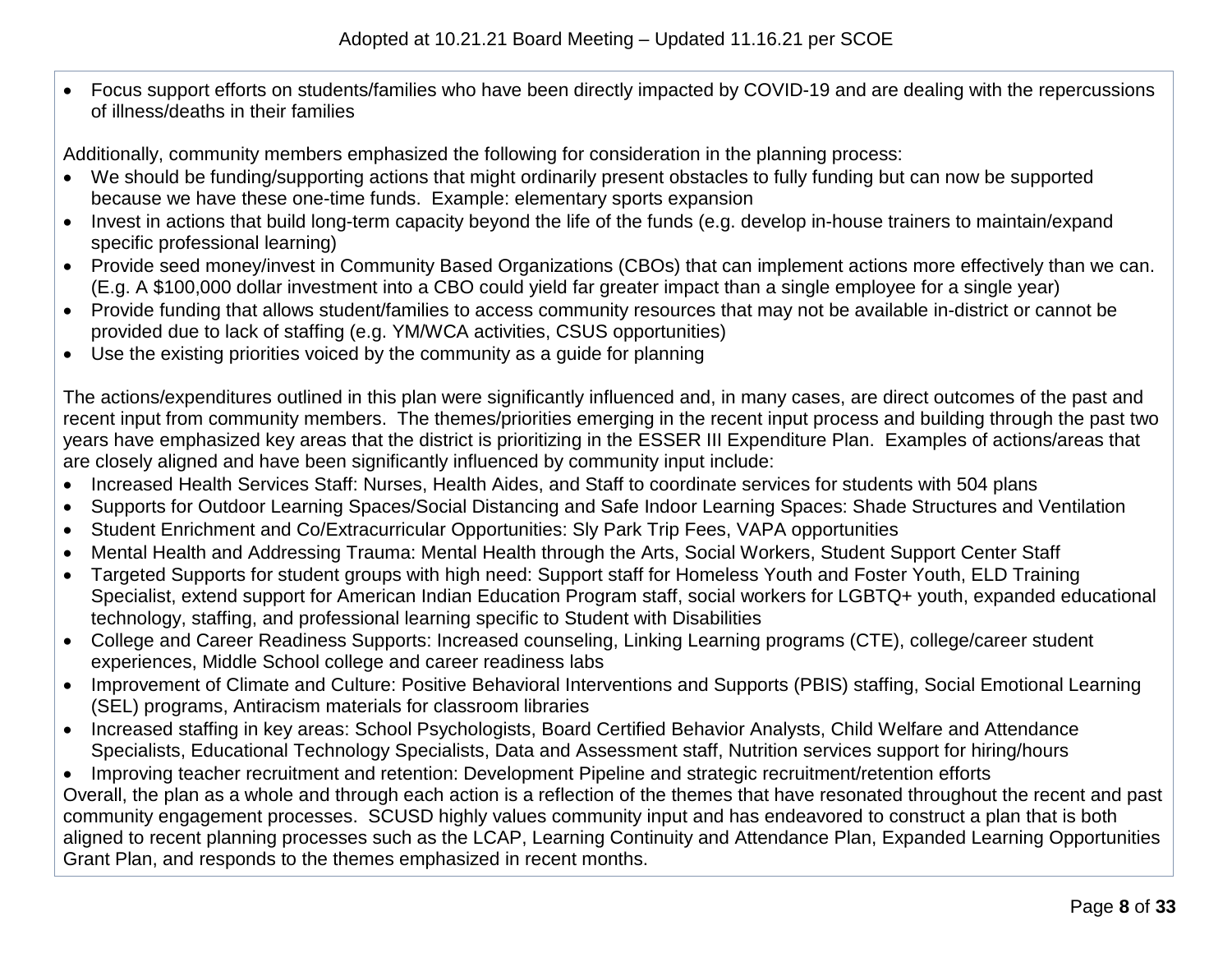- Focus support efforts on students/families who have been directly impacted by COVID-19 and are dealing with the repercussions of illness/deaths in their families

Additionally, community members emphasized the following for consideration in the planning process:

- We should be funding/supporting actions that might ordinarily present obstacles to fully funding but can now be supported because we have these one-time funds. Example: elementary sports expansion
- Invest in actions that build long-term capacity beyond the life of the funds (e.g. develop in-house trainers to maintain/expand specific professional learning)
- Provide seed money/invest in Community Based Organizations (CBOs) that can implement actions more effectively than we can. (E.g. A $100,000 dollar investment into a CBO could yield far greater impact than a single employee for a single year)
- Provide funding that allows student/families to access community resources that may not be available in-district or cannot be provided due to lack of staffing (e.g. YM/WCA activities, CSUS opportunities)
- Use the existing priorities voiced by the community as a guide for planning

The actions/expenditures outlined in this plan were significantly influenced and, in many cases, are direct outcomes of the past and recent input from community members. The themes/priorities emerging in the recent input process and building through the past two years have emphasized key areas that the district is prioritizing in the ESSER III Expenditure Plan. Examples of actions/areas that are closely aligned and have been significantly influenced by community input include:

- Increased Health Services Staff: Nurses, Health Aides, and Staff to coordinate services for students with 504 plans
- Supports for Outdoor Learning Spaces/Social Distancing and Safe Indoor Learning Spaces: Shade Structures and Ventilation
- Student Enrichment and Co/Extracurricular Opportunities: Sly Park Trip Fees, VAPA opportunities
- Mental Health and Addressing Trauma: Mental Health through the Arts, Social Workers, Student Support Center Staff
- Targeted Supports for student groups with high need: Support staff for Homeless Youth and Foster Youth, ELD Training Specialist, extend support for American Indian Education Program staff, social workers for LGBTQ+ youth, expanded educational technology, staffing, and professional learning specific to Student with Disabilities
- College and Career Readiness Supports: Increased counseling, Linking Learning programs (CTE), college/career student experiences, Middle School college and career readiness labs
- Improvement of Climate and Culture: Positive Behavioral Interventions and Supports (PBIS) staffing, Social Emotional Learning (SEL) programs, Antiracism materials for classroom libraries
- Increased staffing in key areas: School Psychologists, Board Certified Behavior Analysts, Child Welfare and Attendance Specialists, Educational Technology Specialists, Data and Assessment staff, Nutrition services support for hiring/hours
- Improving teacher recruitment and retention: Development Pipeline and strategic recruitment/retention efforts

Overall, the plan as a whole and through each action is a reflection of the themes that have resonated throughout the recent and past community engagement processes. SCUSD highly values community input and has endeavored to construct a plan that is both aligned to recent planning processes such as the LCAP, Learning Continuity and Attendance Plan, Expanded Learning Opportunities Grant Plan, and responds to the themes emphasized in recent months.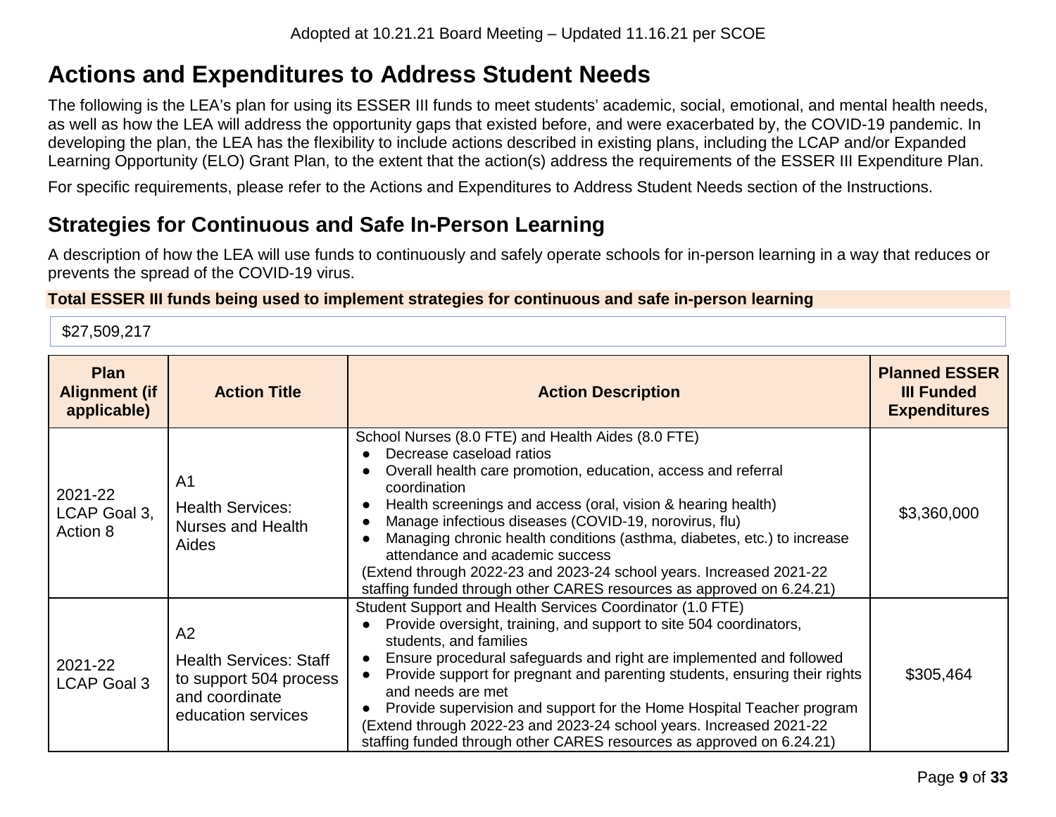# Actions and Expenditures to Address Student Needs

The following is the LEA's plan for using its ESSER III funds to meet students' academic, social, emotional, and mental health needs, as well as how the LEA will address the opportunity gaps that existed before, and were exacerbated by, the COVID-19 pandemic. In developing the plan, the LEA has the flexibility to include actions described in existing plans, including the LCAP and/or Expanded Learning Opportunity (ELO) Grant Plan, to the extent that the action(s) address the requirements of the ESSER III Expenditure Plan.

For specific requirements, please refer to the Actions and Expenditures to Address Student Needs section of the Instructions.

## Strategies for Continuous and Safe In-Person Learning

A description of how the LEA will use funds to continuously and safely operate schools for in-person learning in a way that reduces or prevents the spread of the COVID-19 virus.

**Total ESSER III funds being used to implement strategies for continuous and safe in-person learning**

$27,509,217

| Plan Alignment (if applicable) | Action Title | Action Description | Planned ESSER III Funded Expenditures |
|---|---|---|---|
| 2021-22 LCAP Goal 3, Action 8 | A1<br>Health Services: Nurses and Health Aides | School Nurses (8.0 FTE) and Health Aides (8.0 FTE)<br>● Decrease caseload ratios<br>● Overall health care promotion, education, access and referral coordination<br>● Health screenings and access (oral, vision & hearing health)<br>● Manage infectious diseases (COVID-19, norovirus, flu)<br>● Managing chronic health conditions (asthma, diabetes, etc.) to increase attendance and academic success<br>(Extend through 2022-23 and 2023-24 school years. Increased 2021-22 staffing funded through other CARES resources as approved on 6.24.21) | $3,360,000 |
| 2021-22 LCAP Goal 3 | A2<br>Health Services: Staff to support 504 process and coordinate education services | Student Support and Health Services Coordinator (1.0 FTE)<br>● Provide oversight, training, and support to site 504 coordinators, students, and families<br>● Ensure procedural safeguards and right are implemented and followed<br>● Provide support for pregnant and parenting students, ensuring their rights and needs are met<br>● Provide supervision and support for the Home Hospital Teacher program<br>(Extend through 2022-23 and 2023-24 school years. Increased 2021-22 staffing funded through other CARES resources as approved on 6.24.21) | $305,464 |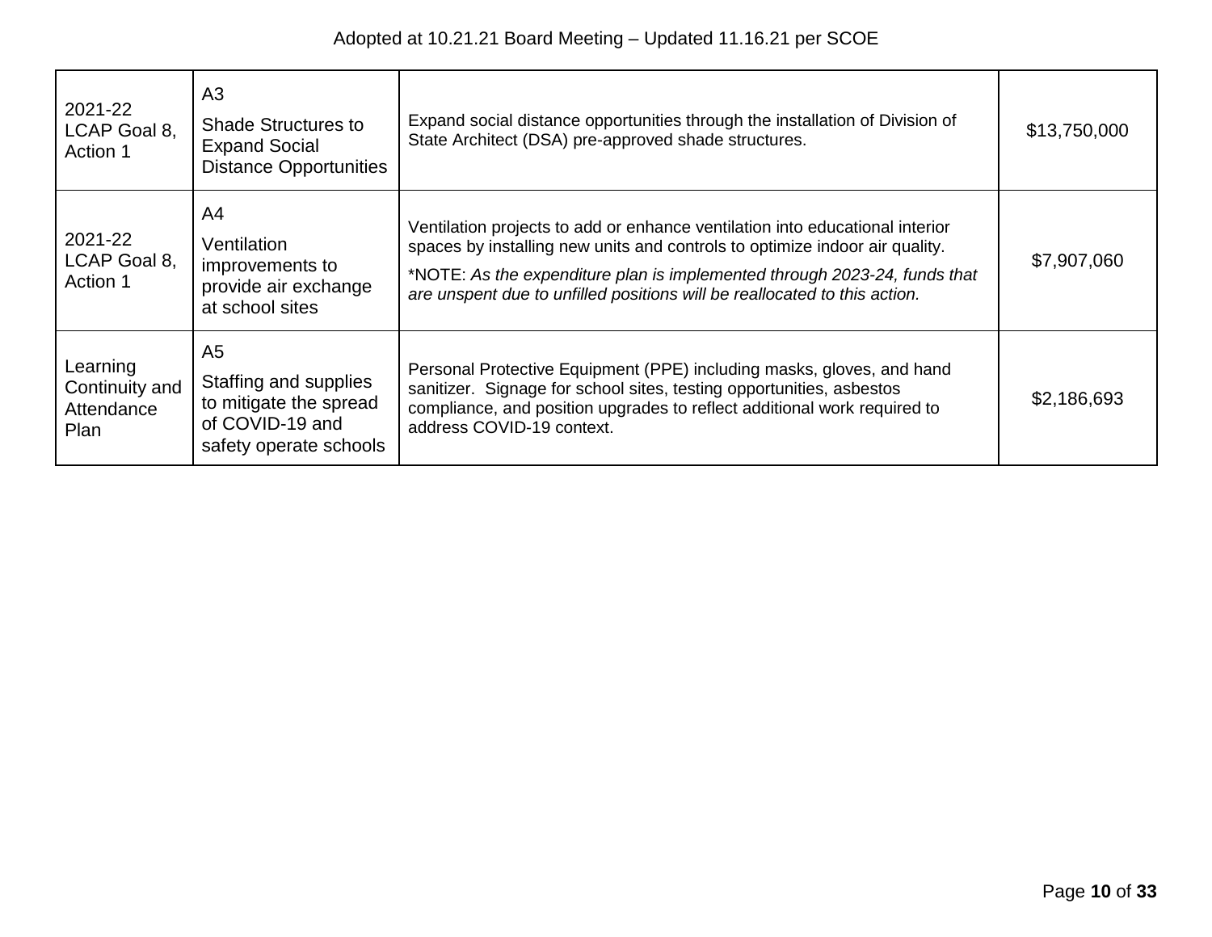| 2021-22 LCAP Goal 8, Action 1 | A3<br>Shade Structures to Expand Social Distance Opportunities | Expand social distance opportunities through the installation of Division of State Architect (DSA) pre-approved shade structures. | $13,750,000 |
|---|---|---|---|
| 2021-22 LCAP Goal 8, Action 1 | A4<br>Ventilation improvements to provide air exchange at school sites | Ventilation projects to add or enhance ventilation into educational interior spaces by installing new units and controls to optimize indoor air quality.<br>*NOTE: *As the expenditure plan is implemented through 2023-24, funds that are unspent due to unfilled positions will be reallocated to this action.* | $7,907,060 |
| Learning Continuity and Attendance Plan | A5<br>Staffing and supplies to mitigate the spread of COVID-19 and safety operate schools | Personal Protective Equipment (PPE) including masks, gloves, and hand sanitizer. Signage for school sites, testing opportunities, asbestos compliance, and position upgrades to reflect additional work required to address COVID-19 context. | $2,186,693 |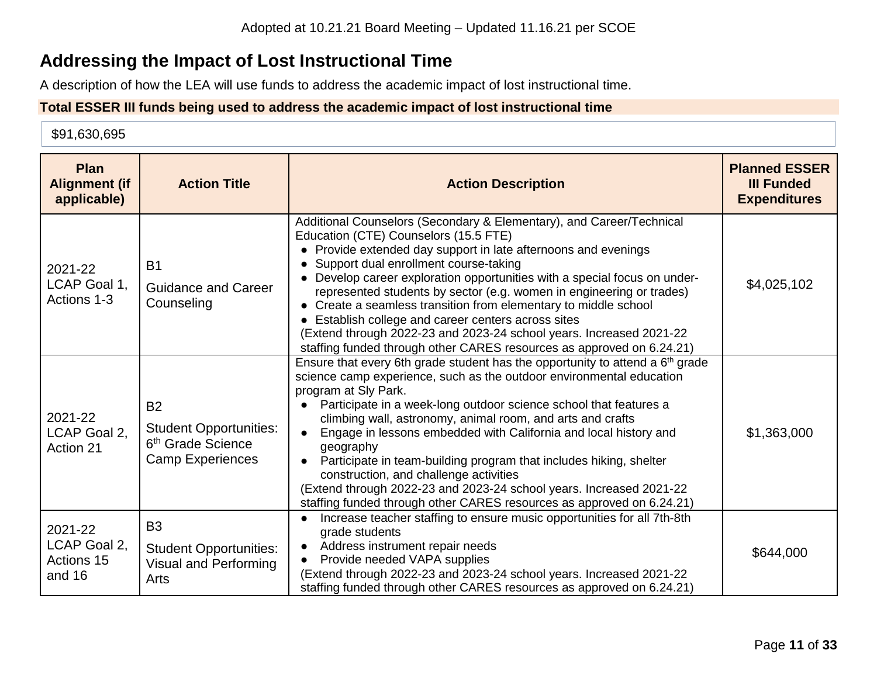## Addressing the Impact of Lost Instructional Time

A description of how the LEA will use funds to address the academic impact of lost instructional time.

**Total ESSER III funds being used to address the academic impact of lost instructional time**

$91,630,695

| Plan Alignment (if applicable) | Action Title | Action Description | Planned ESSER III Funded Expenditures |
|---|---|---|---|
| 2021-22 LCAP Goal 1, Actions 1-3 | B1<br>Guidance and Career Counseling | Additional Counselors (Secondary & Elementary), and Career/Technical Education (CTE) Counselors (15.5 FTE)<br>• Provide extended day support in late afternoons and evenings<br>• Support dual enrollment course-taking<br>• Develop career exploration opportunities with a special focus on under-represented students by sector (e.g. women in engineering or trades)<br>• Create a seamless transition from elementary to middle school<br>• Establish college and career centers across sites<br>(Extend through 2022-23 and 2023-24 school years. Increased 2021-22 staffing funded through other CARES resources as approved on 6.24.21) | $4,025,102 |
| 2021-22 LCAP Goal 2, Action 21 | B2<br>Student Opportunities: 6th Grade Science Camp Experiences | Ensure that every 6th grade student has the opportunity to attend a 6th grade science camp experience, such as the outdoor environmental education program at Sly Park.<br>• Participate in a week-long outdoor science school that features a climbing wall, astronomy, animal room, and arts and crafts<br>• Engage in lessons embedded with California and local history and geography<br>• Participate in team-building program that includes hiking, shelter construction, and challenge activities<br>(Extend through 2022-23 and 2023-24 school years. Increased 2021-22 staffing funded through other CARES resources as approved on 6.24.21) | $1,363,000 |
| 2021-22 LCAP Goal 2, Actions 15 and 16 | B3<br>Student Opportunities: Visual and Performing Arts | • Increase teacher staffing to ensure music opportunities for all 7th-8th grade students<br>• Address instrument repair needs<br>• Provide needed VAPA supplies<br>(Extend through 2022-23 and 2023-24 school years. Increased 2021-22 staffing funded through other CARES resources as approved on 6.24.21) | $644,000 |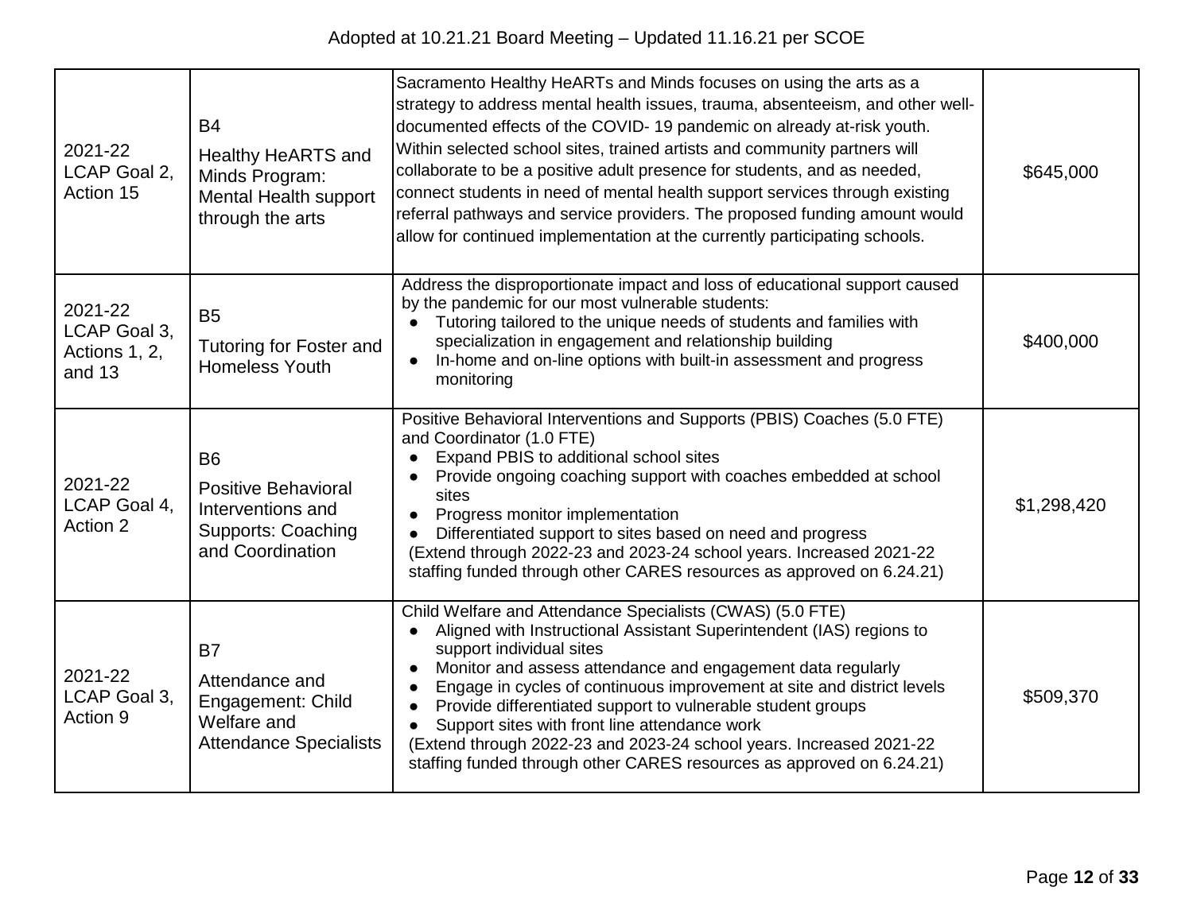| | | | |
|---|---|---|---|
| 2021-22 LCAP Goal 2, Action 15 | B4<br>Healthy HeARTS and Minds Program: Mental Health support through the arts | Sacramento Healthy HeARTs and Minds focuses on using the arts as a strategy to address mental health issues, trauma, absenteeism, and other well-documented effects of the COVID- 19 pandemic on already at-risk youth. Within selected school sites, trained artists and community partners will collaborate to be a positive adult presence for students, and as needed, connect students in need of mental health support services through existing referral pathways and service providers. The proposed funding amount would allow for continued implementation at the currently participating schools. | $645,000 |
| 2021-22 LCAP Goal 3, Actions 1, 2, and 13 | B5<br>Tutoring for Foster and Homeless Youth | Address the disproportionate impact and loss of educational support caused by the pandemic for our most vulnerable students:<br>● Tutoring tailored to the unique needs of students and families with specialization in engagement and relationship building<br>● In-home and on-line options with built-in assessment and progress monitoring | $400,000 |
| 2021-22 LCAP Goal 4, Action 2 | B6<br>Positive Behavioral Interventions and Supports: Coaching and Coordination | Positive Behavioral Interventions and Supports (PBIS) Coaches (5.0 FTE) and Coordinator (1.0 FTE)<br>● Expand PBIS to additional school sites<br>● Provide ongoing coaching support with coaches embedded at school sites<br>● Progress monitor implementation<br>● Differentiated support to sites based on need and progress<br>(Extend through 2022-23 and 2023-24 school years. Increased 2021-22 staffing funded through other CARES resources as approved on 6.24.21) | $1,298,420 |
| 2021-22 LCAP Goal 3, Action 9 | B7<br>Attendance and Engagement: Child Welfare and Attendance Specialists | Child Welfare and Attendance Specialists (CWAS) (5.0 FTE)<br>● Aligned with Instructional Assistant Superintendent (IAS) regions to support individual sites<br>● Monitor and assess attendance and engagement data regularly<br>● Engage in cycles of continuous improvement at site and district levels<br>● Provide differentiated support to vulnerable student groups<br>● Support sites with front line attendance work<br>(Extend through 2022-23 and 2023-24 school years. Increased 2021-22 staffing funded through other CARES resources as approved on 6.24.21) | $509,370 |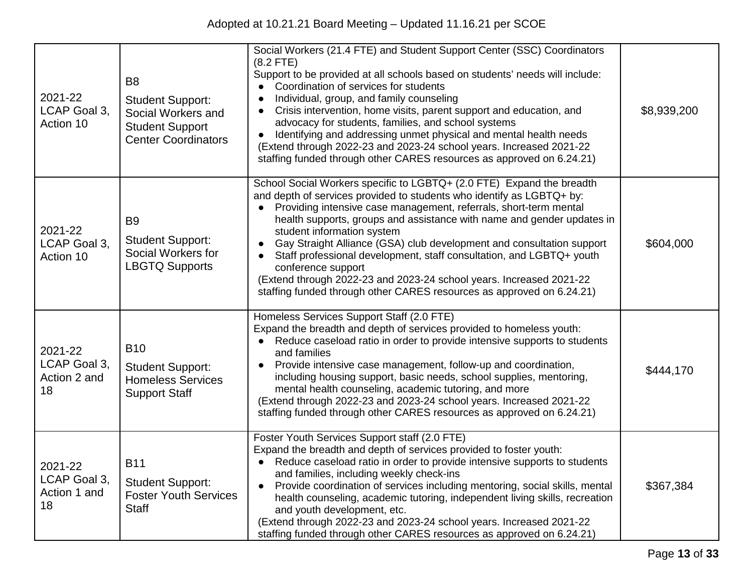Adopted at 10.21.21 Board Meeting – Updated 11.16.21 per SCOE

| | | | |
|---|---|---|---|
| 2021-22 LCAP Goal 3, Action 10 | B8<br><br>Student Support: Social Workers and Student Support Center Coordinators | Social Workers (21.4 FTE) and Student Support Center (SSC) Coordinators (8.2 FTE)<br>Support to be provided at all schools based on students' needs will include:<br>● Coordination of services for students<br>● Individual, group, and family counseling<br>● Crisis intervention, home visits, parent support and education, and advocacy for students, families, and school systems<br>● Identifying and addressing unmet physical and mental health needs<br>(Extend through 2022-23 and 2023-24 school years. Increased 2021-22 staffing funded through other CARES resources as approved on 6.24.21) | $8,939,200 |
| 2021-22 LCAP Goal 3, Action 10 | B9<br><br>Student Support: Social Workers for LBGTQ Supports | School Social Workers specific to LGBTQ+ (2.0 FTE) Expand the breadth and depth of services provided to students who identify as LGBTQ+ by:<br>● Providing intensive case management, referrals, short-term mental health supports, groups and assistance with name and gender updates in student information system<br>● Gay Straight Alliance (GSA) club development and consultation support<br>● Staff professional development, staff consultation, and LGBTQ+ youth conference support<br>(Extend through 2022-23 and 2023-24 school years. Increased 2021-22 staffing funded through other CARES resources as approved on 6.24.21) | $604,000 |
| 2021-22 LCAP Goal 3, Action 2 and 18 | B10<br><br>Student Support: Homeless Services Support Staff | Homeless Services Support Staff (2.0 FTE)<br>Expand the breadth and depth of services provided to homeless youth:<br>● Reduce caseload ratio in order to provide intensive supports to students and families<br>● Provide intensive case management, follow-up and coordination, including housing support, basic needs, school supplies, mentoring, mental health counseling, academic tutoring, and more<br>(Extend through 2022-23 and 2023-24 school years. Increased 2021-22 staffing funded through other CARES resources as approved on 6.24.21) | $444,170 |
| 2021-22 LCAP Goal 3, Action 1 and 18 | B11<br><br>Student Support: Foster Youth Services Staff | Foster Youth Services Support staff (2.0 FTE)<br>Expand the breadth and depth of services provided to foster youth:<br>● Reduce caseload ratio in order to provide intensive supports to students and families, including weekly check-ins<br>● Provide coordination of services including mentoring, social skills, mental health counseling, academic tutoring, independent living skills, recreation and youth development, etc.<br>(Extend through 2022-23 and 2023-24 school years. Increased 2021-22 staffing funded through other CARES resources as approved on 6.24.21) | $367,384 |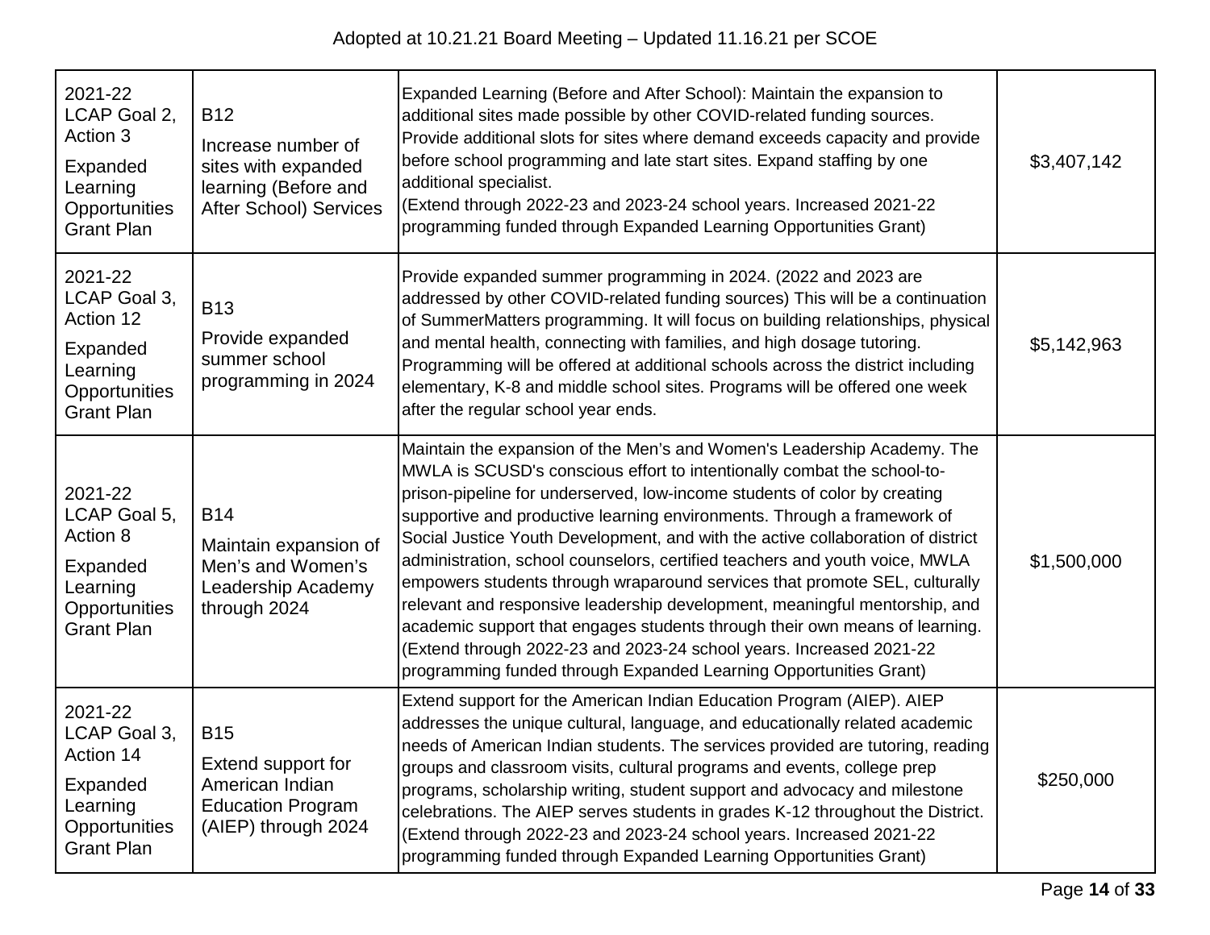| | | | |
|---|---|---|---|
| 2021-22 LCAP Goal 2, Action 3<br><br>Expanded Learning Opportunities Grant Plan | B12<br><br>Increase number of sites with expanded learning (Before and After School) Services | Expanded Learning (Before and After School): Maintain the expansion to additional sites made possible by other COVID-related funding sources. Provide additional slots for sites where demand exceeds capacity and provide before school programming and late start sites. Expand staffing by one additional specialist.<br>(Extend through 2022-23 and 2023-24 school years. Increased 2021-22 programming funded through Expanded Learning Opportunities Grant) | $3,407,142 |
| 2021-22 LCAP Goal 3, Action 12<br><br>Expanded Learning Opportunities Grant Plan | B13<br><br>Provide expanded summer school programming in 2024 | Provide expanded summer programming in 2024. (2022 and 2023 are addressed by other COVID-related funding sources) This will be a continuation of SummerMatters programming. It will focus on building relationships, physical and mental health, connecting with families, and high dosage tutoring. Programming will be offered at additional schools across the district including elementary, K-8 and middle school sites. Programs will be offered one week after the regular school year ends. | $5,142,963 |
| 2021-22 LCAP Goal 5, Action 8<br><br>Expanded Learning Opportunities Grant Plan | B14<br><br>Maintain expansion of Men's and Women's Leadership Academy through 2024 | Maintain the expansion of the Men's and Women's Leadership Academy. The MWLA is SCUSD's conscious effort to intentionally combat the school-to-prison-pipeline for underserved, low-income students of color by creating supportive and productive learning environments. Through a framework of Social Justice Youth Development, and with the active collaboration of district administration, school counselors, certified teachers and youth voice, MWLA empowers students through wraparound services that promote SEL, culturally relevant and responsive leadership development, meaningful mentorship, and academic support that engages students through their own means of learning.<br>(Extend through 2022-23 and 2023-24 school years. Increased 2021-22 programming funded through Expanded Learning Opportunities Grant) | $1,500,000 |
| 2021-22 LCAP Goal 3, Action 14<br><br>Expanded Learning Opportunities Grant Plan | B15<br><br>Extend support for American Indian Education Program (AIEP) through 2024 | Extend support for the American Indian Education Program (AIEP). AIEP addresses the unique cultural, language, and educationally related academic needs of American Indian students. The services provided are tutoring, reading groups and classroom visits, cultural programs and events, college prep programs, scholarship writing, student support and advocacy and milestone celebrations. The AIEP serves students in grades K-12 throughout the District.<br>(Extend through 2022-23 and 2023-24 school years. Increased 2021-22 programming funded through Expanded Learning Opportunities Grant) | $250,000 |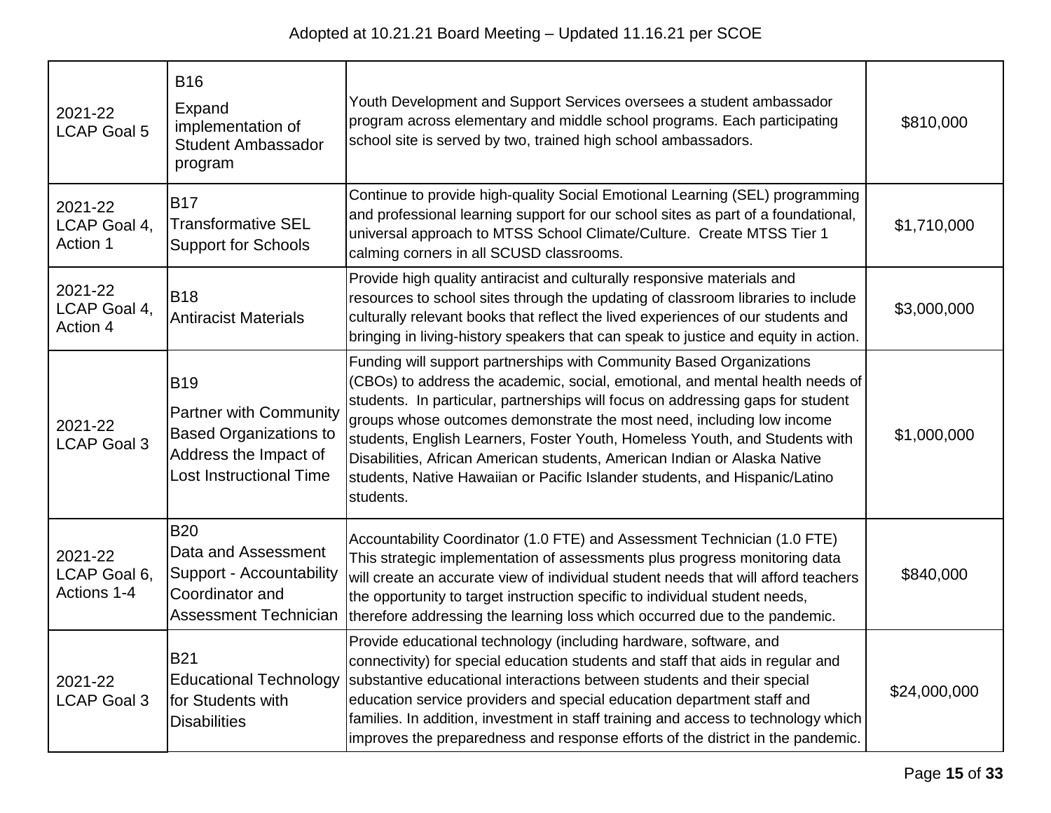Adopted at 10.21.21 Board Meeting – Updated 11.16.21 per SCOE

| | | | |
|---|---|---|---|
| 2021-22 LCAP Goal 5 | B16 Expand implementation of Student Ambassador program | Youth Development and Support Services oversees a student ambassador program across elementary and middle school programs. Each participating school site is served by two, trained high school ambassadors. | $810,000 |
| 2021-22 LCAP Goal 4, Action 1 | B17 Transformative SEL Support for Schools | Continue to provide high-quality Social Emotional Learning (SEL) programming and professional learning support for our school sites as part of a foundational, universal approach to MTSS School Climate/Culture. Create MTSS Tier 1 calming corners in all SCUSD classrooms. | $1,710,000 |
| 2021-22 LCAP Goal 4, Action 4 | B18 Antiracist Materials | Provide high quality antiracist and culturally responsive materials and resources to school sites through the updating of classroom libraries to include culturally relevant books that reflect the lived experiences of our students and bringing in living-history speakers that can speak to justice and equity in action. | $3,000,000 |
| 2021-22 LCAP Goal 3 | B19 Partner with Community Based Organizations to Address the Impact of Lost Instructional Time | Funding will support partnerships with Community Based Organizations (CBOs) to address the academic, social, emotional, and mental health needs of students. In particular, partnerships will focus on addressing gaps for student groups whose outcomes demonstrate the most need, including low income students, English Learners, Foster Youth, Homeless Youth, and Students with Disabilities, African American students, American Indian or Alaska Native students, Native Hawaiian or Pacific Islander students, and Hispanic/Latino students. | $1,000,000 |
| 2021-22 LCAP Goal 6, Actions 1-4 | B20 Data and Assessment Support - Accountability Coordinator and Assessment Technician | Accountability Coordinator (1.0 FTE) and Assessment Technician (1.0 FTE) This strategic implementation of assessments plus progress monitoring data will create an accurate view of individual student needs that will afford teachers the opportunity to target instruction specific to individual student needs, therefore addressing the learning loss which occurred due to the pandemic. | $840,000 |
| 2021-22 LCAP Goal 3 | B21 Educational Technology for Students with Disabilities | Provide educational technology (including hardware, software, and connectivity) for special education students and staff that aids in regular and substantive educational interactions between students and their special education service providers and special education department staff and families. In addition, investment in staff training and access to technology which improves the preparedness and response efforts of the district in the pandemic. | $24,000,000 |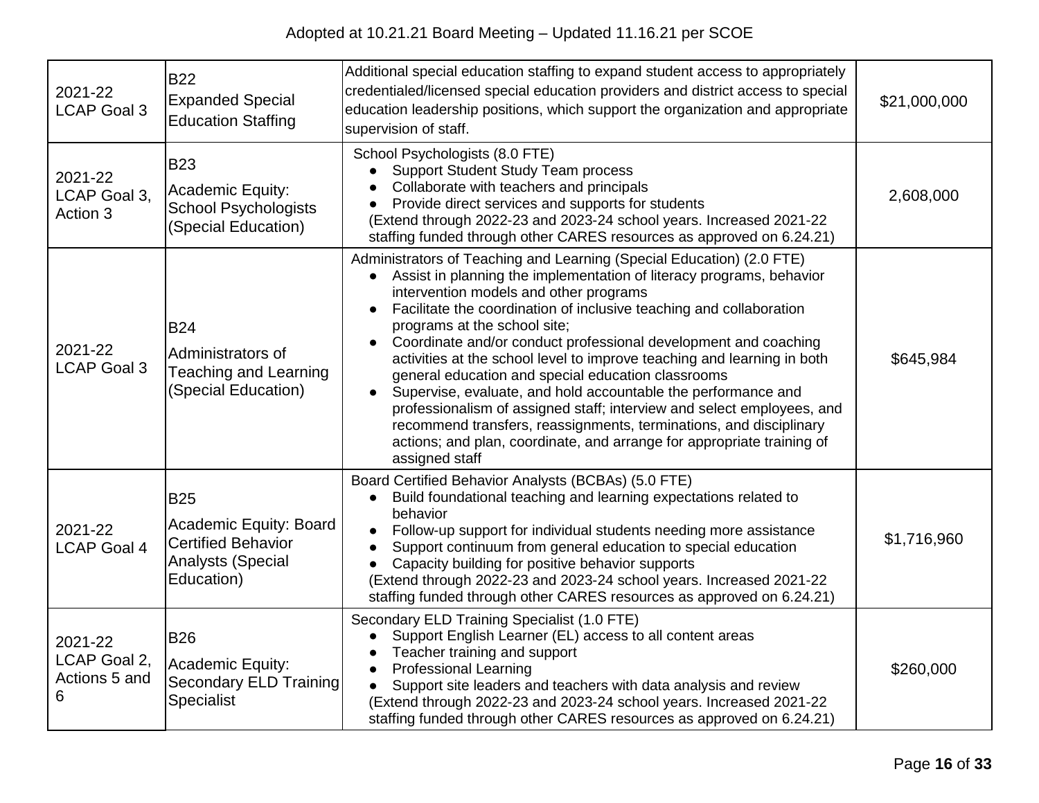| 2021-22 LCAP Goal 3 | B22<br>Expanded Special Education Staffing | Additional special education staffing to expand student access to appropriately credentialed/licensed special education providers and district access to special education leadership positions, which support the organization and appropriate supervision of staff. | $21,000,000 |
|---|---|---|---|
| 2021-22 LCAP Goal 3, Action 3 | B23<br>Academic Equity: School Psychologists (Special Education) | School Psychologists (8.0 FTE)<br>● Support Student Study Team process<br>● Collaborate with teachers and principals<br>● Provide direct services and supports for students<br>(Extend through 2022-23 and 2023-24 school years. Increased 2021-22 staffing funded through other CARES resources as approved on 6.24.21) | 2,608,000 |
| 2021-22 LCAP Goal 3 | B24<br>Administrators of Teaching and Learning (Special Education) | Administrators of Teaching and Learning (Special Education) (2.0 FTE)<br>● Assist in planning the implementation of literacy programs, behavior intervention models and other programs<br>● Facilitate the coordination of inclusive teaching and collaboration programs at the school site;<br>● Coordinate and/or conduct professional development and coaching activities at the school level to improve teaching and learning in both general education and special education classrooms<br>● Supervise, evaluate, and hold accountable the performance and professionalism of assigned staff; interview and select employees, and recommend transfers, reassignments, terminations, and disciplinary actions; and plan, coordinate, and arrange for appropriate training of assigned staff | $645,984 |
| 2021-22 LCAP Goal 4 | B25<br>Academic Equity: Board Certified Behavior Analysts (Special Education) | Board Certified Behavior Analysts (BCBAs) (5.0 FTE)<br>● Build foundational teaching and learning expectations related to behavior<br>● Follow-up support for individual students needing more assistance<br>● Support continuum from general education to special education<br>● Capacity building for positive behavior supports<br>(Extend through 2022-23 and 2023-24 school years. Increased 2021-22 staffing funded through other CARES resources as approved on 6.24.21) | $1,716,960 |
| 2021-22 LCAP Goal 2, Actions 5 and 6 | B26<br>Academic Equity: Secondary ELD Training Specialist | Secondary ELD Training Specialist (1.0 FTE)<br>● Support English Learner (EL) access to all content areas<br>● Teacher training and support<br>● Professional Learning<br>● Support site leaders and teachers with data analysis and review<br>(Extend through 2022-23 and 2023-24 school years. Increased 2021-22 staffing funded through other CARES resources as approved on 6.24.21) | $260,000 |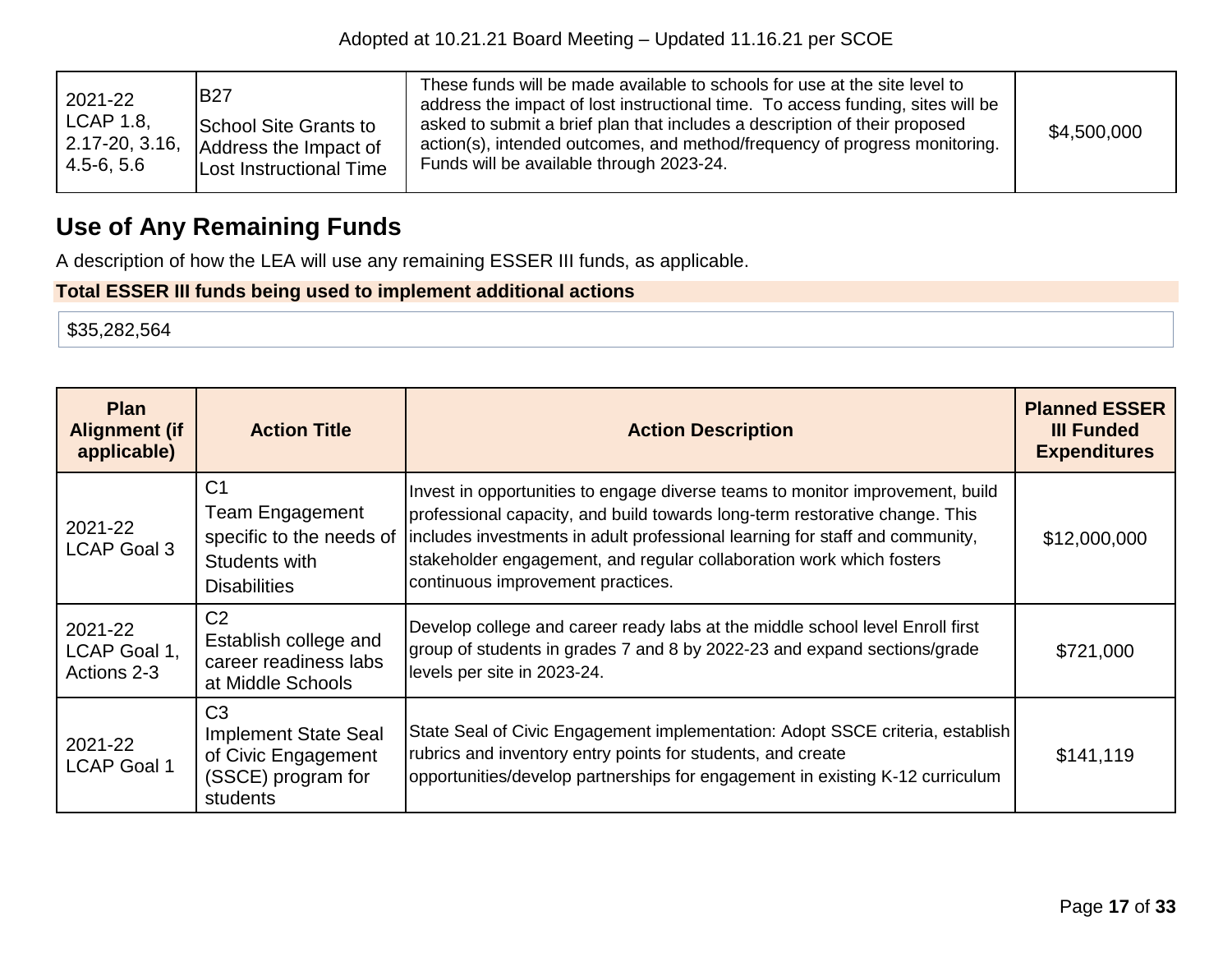| | | | |
|---|---|---|---|
| 2021-22 LCAP 1.8, 2.17-20, 3.16, 4.5-6, 5.6 | B27<br>School Site Grants to Address the Impact of Lost Instructional Time | These funds will be made available to schools for use at the site level to address the impact of lost instructional time. To access funding, sites will be asked to submit a brief plan that includes a description of their proposed action(s), intended outcomes, and method/frequency of progress monitoring. Funds will be available through 2023-24. | $4,500,000 |

## Use of Any Remaining Funds

A description of how the LEA will use any remaining ESSER III funds, as applicable.

**Total ESSER III funds being used to implement additional actions**

$35,282,564

| Plan Alignment (if applicable) | Action Title | Action Description | Planned ESSER III Funded Expenditures |
|---|---|---|---|
| 2021-22 LCAP Goal 3 | C1<br>Team Engagement specific to the needs of Students with Disabilities | Invest in opportunities to engage diverse teams to monitor improvement, build professional capacity, and build towards long-term restorative change. This includes investments in adult professional learning for staff and community, stakeholder engagement, and regular collaboration work which fosters continuous improvement practices. | $12,000,000 |
| 2021-22 LCAP Goal 1, Actions 2-3 | C2<br>Establish college and career readiness labs at Middle Schools | Develop college and career ready labs at the middle school level Enroll first group of students in grades 7 and 8 by 2022-23 and expand sections/grade levels per site in 2023-24. | $721,000 |
| 2021-22 LCAP Goal 1 | C3<br>Implement State Seal of Civic Engagement (SSCE) program for students | State Seal of Civic Engagement implementation: Adopt SSCE criteria, establish rubrics and inventory entry points for students, and create opportunities/develop partnerships for engagement in existing K-12 curriculum | $141,119 |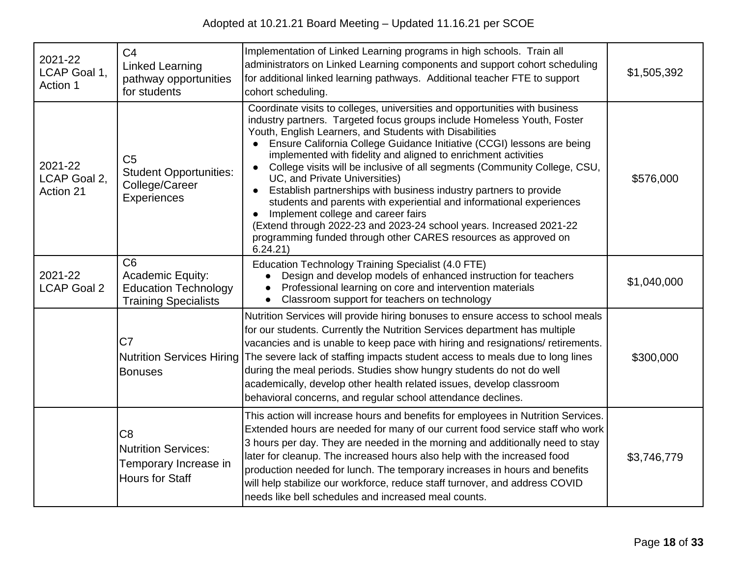| 2021-22 LCAP Goal 1, Action 1 | C4<br>Linked Learning pathway opportunities for students | Implementation of Linked Learning programs in high schools. Train all administrators on Linked Learning components and support cohort scheduling for additional linked learning pathways. Additional teacher FTE to support cohort scheduling. | $1,505,392 |
|---|---|---|---|
| 2021-22 LCAP Goal 2, Action 21 | C5<br>Student Opportunities: College/Career Experiences | Coordinate visits to colleges, universities and opportunities with business industry partners. Targeted focus groups include Homeless Youth, Foster Youth, English Learners, and Students with Disabilities<br>● Ensure California College Guidance Initiative (CCGI) lessons are being implemented with fidelity and aligned to enrichment activities<br>● College visits will be inclusive of all segments (Community College, CSU, UC, and Private Universities)<br>● Establish partnerships with business industry partners to provide students and parents with experiential and informational experiences<br>● Implement college and career fairs<br>(Extend through 2022-23 and 2023-24 school years. Increased 2021-22 programming funded through other CARES resources as approved on 6.24.21) | $576,000 |
| 2021-22 LCAP Goal 2 | C6<br>Academic Equity: Education Technology Training Specialists | Education Technology Training Specialist (4.0 FTE)<br>● Design and develop models of enhanced instruction for teachers<br>● Professional learning on core and intervention materials<br>● Classroom support for teachers on technology | $1,040,000 |
| | C7<br>Nutrition Services Hiring Bonuses | Nutrition Services will provide hiring bonuses to ensure access to school meals for our students. Currently the Nutrition Services department has multiple vacancies and is unable to keep pace with hiring and resignations/ retirements. The severe lack of staffing impacts student access to meals due to long lines during the meal periods. Studies show hungry students do not do well academically, develop other health related issues, develop classroom behavioral concerns, and regular school attendance declines. | $300,000 |
| | C8<br>Nutrition Services: Temporary Increase in Hours for Staff | This action will increase hours and benefits for employees in Nutrition Services. Extended hours are needed for many of our current food service staff who work 3 hours per day. They are needed in the morning and additionally need to stay later for cleanup. The increased hours also help with the increased food production needed for lunch. The temporary increases in hours and benefits will help stabilize our workforce, reduce staff turnover, and address COVID needs like bell schedules and increased meal counts. | $3,746,779 |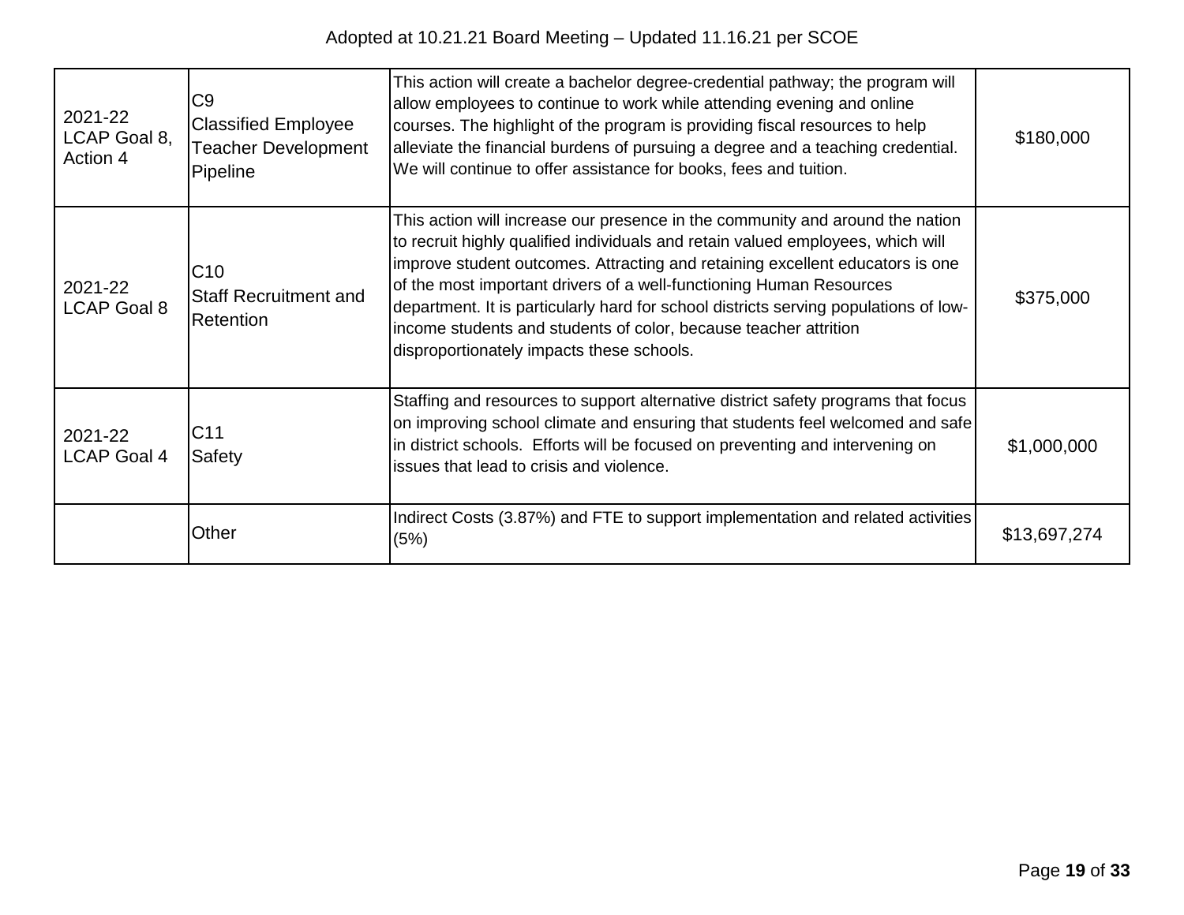| | | | |
|---|---|---|---|
| 2021-22 LCAP Goal 8, Action 4 | C9 Classified Employee Teacher Development Pipeline | This action will create a bachelor degree-credential pathway; the program will allow employees to continue to work while attending evening and online courses. The highlight of the program is providing fiscal resources to help alleviate the financial burdens of pursuing a degree and a teaching credential. We will continue to offer assistance for books, fees and tuition. | $180,000 |
| 2021-22 LCAP Goal 8 | C10 Staff Recruitment and Retention | This action will increase our presence in the community and around the nation to recruit highly qualified individuals and retain valued employees, which will improve student outcomes. Attracting and retaining excellent educators is one of the most important drivers of a well-functioning Human Resources department. It is particularly hard for school districts serving populations of low-income students and students of color, because teacher attrition disproportionately impacts these schools. | $375,000 |
| 2021-22 LCAP Goal 4 | C11 Safety | Staffing and resources to support alternative district safety programs that focus on improving school climate and ensuring that students feel welcomed and safe in district schools. Efforts will be focused on preventing and intervening on issues that lead to crisis and violence. | $1,000,000 |
| | Other | Indirect Costs (3.87%) and FTE to support implementation and related activities (5%) | $13,697,274 |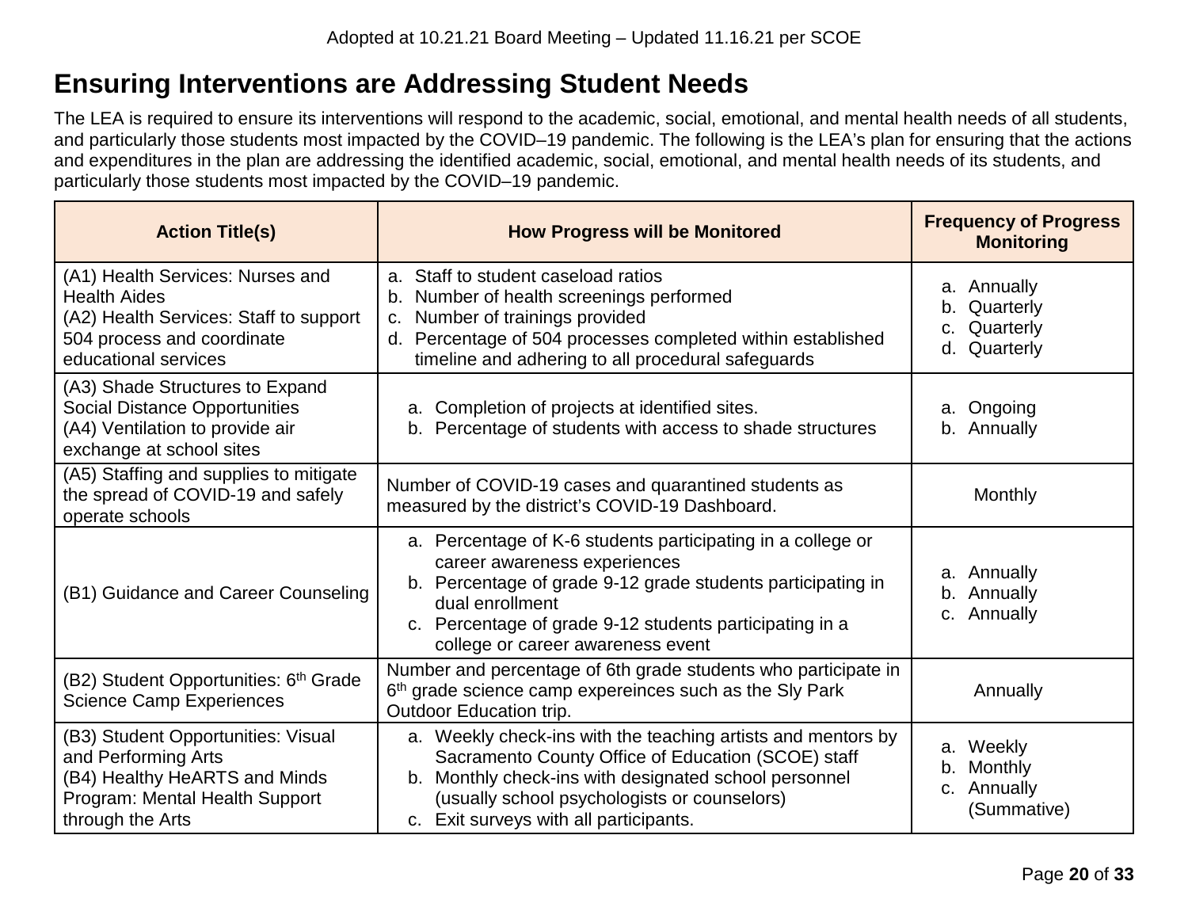## Ensuring Interventions are Addressing Student Needs

The LEA is required to ensure its interventions will respond to the academic, social, emotional, and mental health needs of all students, and particularly those students most impacted by the COVID–19 pandemic. The following is the LEA's plan for ensuring that the actions and expenditures in the plan are addressing the identified academic, social, emotional, and mental health needs of its students, and particularly those students most impacted by the COVID–19 pandemic.

| Action Title(s) | How Progress will be Monitored | Frequency of Progress Monitoring |
|---|---|---|
| (A1) Health Services: Nurses and Health Aides<br>(A2) Health Services: Staff to support 504 process and coordinate educational services | a. Staff to student caseload ratios<br>b. Number of health screenings performed<br>c. Number of trainings provided<br>d. Percentage of 504 processes completed within established timeline and adhering to all procedural safeguards | a. Annually<br>b. Quarterly<br>c. Quarterly<br>d. Quarterly |
| (A3) Shade Structures to Expand Social Distance Opportunities<br>(A4) Ventilation to provide air exchange at school sites | a. Completion of projects at identified sites.<br>b. Percentage of students with access to shade structures | a. Ongoing<br>b. Annually |
| (A5) Staffing and supplies to mitigate the spread of COVID-19 and safely operate schools | Number of COVID-19 cases and quarantined students as measured by the district's COVID-19 Dashboard. | Monthly |
| (B1) Guidance and Career Counseling | a. Percentage of K-6 students participating in a college or career awareness experiences<br>b. Percentage of grade 9-12 grade students participating in dual enrollment<br>c. Percentage of grade 9-12 students participating in a college or career awareness event | a. Annually<br>b. Annually<br>c. Annually |
| (B2) Student Opportunities: 6th Grade Science Camp Experiences | Number and percentage of 6th grade students who participate in 6th grade science camp expereinces such as the Sly Park Outdoor Education trip. | Annually |
| (B3) Student Opportunities: Visual and Performing Arts<br>(B4) Healthy HeARTS and Minds Program: Mental Health Support through the Arts | a. Weekly check-ins with the teaching artists and mentors by Sacramento County Office of Education (SCOE) staff<br>b. Monthly check-ins with designated school personnel (usually school psychologists or counselors)<br>c. Exit surveys with all participants. | a. Weekly<br>b. Monthly<br>c. Annually (Summative) |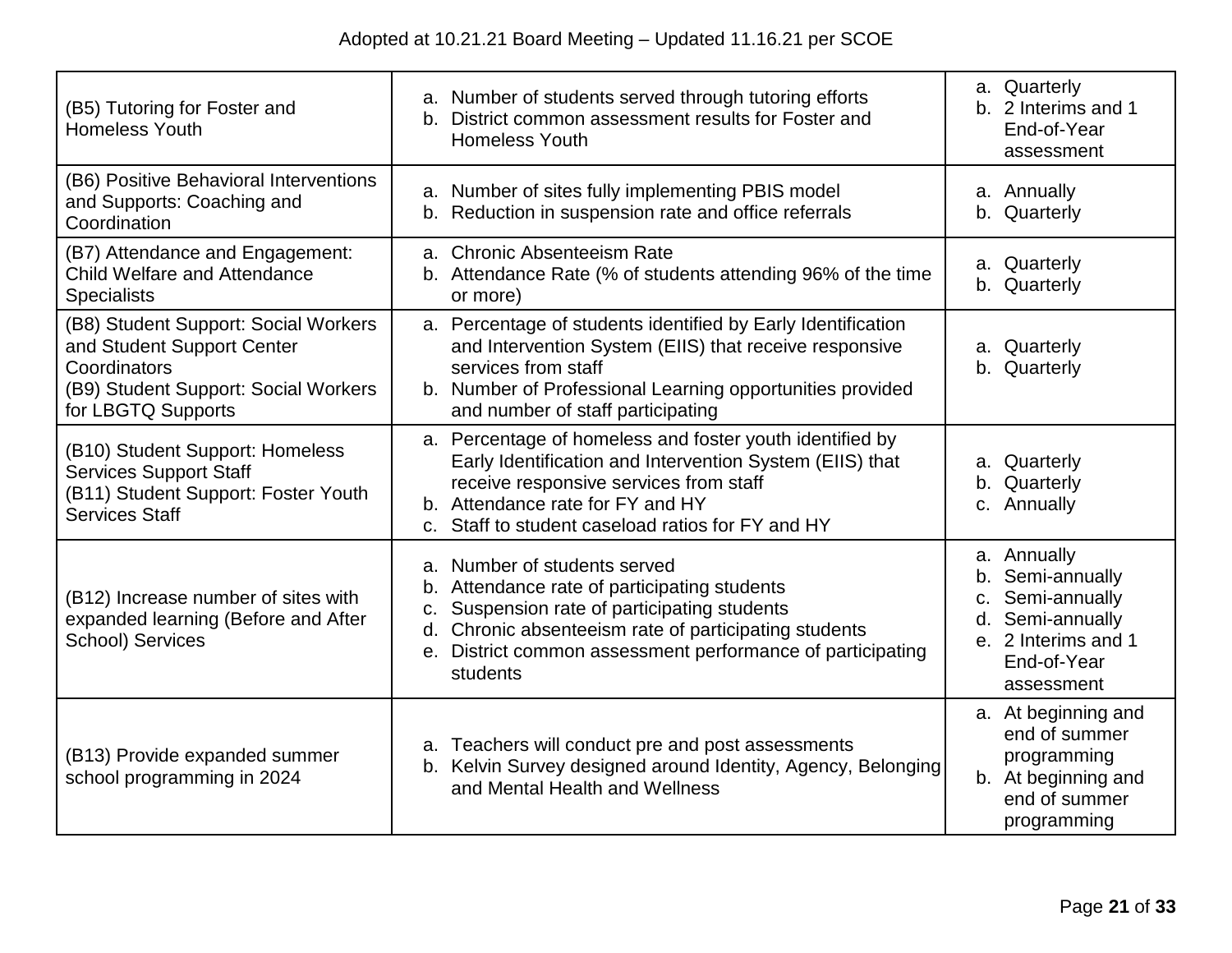Adopted at 10.21.21 Board Meeting – Updated 11.16.21 per SCOE

| | | |
|---|---|---|
| (B5) Tutoring for Foster and Homeless Youth | a. Number of students served through tutoring efforts<br>b. District common assessment results for Foster and Homeless Youth | a. Quarterly<br>b. 2 Interims and 1 End-of-Year assessment |
| (B6) Positive Behavioral Interventions and Supports: Coaching and Coordination | a. Number of sites fully implementing PBIS model<br>b. Reduction in suspension rate and office referrals | a. Annually<br>b. Quarterly |
| (B7) Attendance and Engagement: Child Welfare and Attendance Specialists | a. Chronic Absenteeism Rate<br>b. Attendance Rate (% of students attending 96% of the time or more) | a. Quarterly<br>b. Quarterly |
| (B8) Student Support: Social Workers and Student Support Center Coordinators<br>(B9) Student Support: Social Workers for LBGTQ Supports | a. Percentage of students identified by Early Identification and Intervention System (EIIS) that receive responsive services from staff<br>b. Number of Professional Learning opportunities provided and number of staff participating | a. Quarterly<br>b. Quarterly |
| (B10) Student Support: Homeless Services Support Staff<br>(B11) Student Support: Foster Youth Services Staff | a. Percentage of homeless and foster youth identified by Early Identification and Intervention System (EIIS) that receive responsive services from staff<br>b. Attendance rate for FY and HY<br>c. Staff to student caseload ratios for FY and HY | a. Quarterly<br>b. Quarterly<br>c. Annually |
| (B12) Increase number of sites with expanded learning (Before and After School) Services | a. Number of students served<br>b. Attendance rate of participating students<br>c. Suspension rate of participating students<br>d. Chronic absenteeism rate of participating students<br>e. District common assessment performance of participating students | a. Annually<br>b. Semi-annually<br>c. Semi-annually<br>d. Semi-annually<br>e. 2 Interims and 1 End-of-Year assessment |
| (B13) Provide expanded summer school programming in 2024 | a. Teachers will conduct pre and post assessments<br>b. Kelvin Survey designed around Identity, Agency, Belonging and Mental Health and Wellness | a. At beginning and end of summer programming<br>b. At beginning and end of summer programming |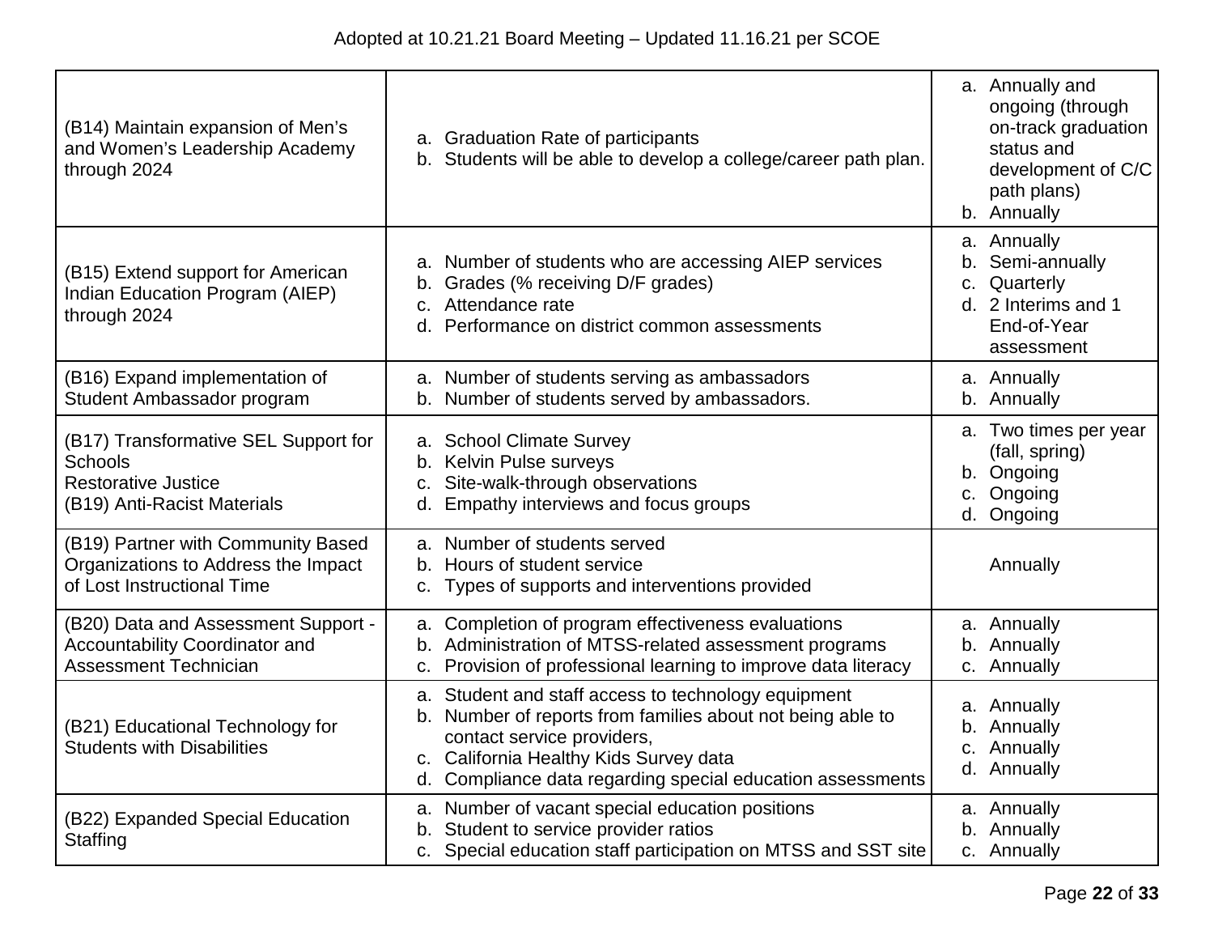| (B14) Maintain expansion of Men's and Women's Leadership Academy through 2024 | a. Graduation Rate of participants<br>b. Students will be able to develop a college/career path plan. | a. Annually and ongoing (through on-track graduation status and development of C/C path plans)<br>b. Annually |
|---|---|---|
| (B15) Extend support for American Indian Education Program (AIEP) through 2024 | a. Number of students who are accessing AIEP services<br>b. Grades (% receiving D/F grades)<br>c. Attendance rate<br>d. Performance on district common assessments | a. Annually<br>b. Semi-annually<br>c. Quarterly<br>d. 2 Interims and 1 End-of-Year assessment |
| (B16) Expand implementation of Student Ambassador program | a. Number of students serving as ambassadors<br>b. Number of students served by ambassadors. | a. Annually<br>b. Annually |
| (B17) Transformative SEL Support for Schools<br>Restorative Justice<br>(B19) Anti-Racist Materials | a. School Climate Survey<br>b. Kelvin Pulse surveys<br>c. Site-walk-through observations<br>d. Empathy interviews and focus groups | a. Two times per year (fall, spring)<br>b. Ongoing<br>c. Ongoing<br>d. Ongoing |
| (B19) Partner with Community Based Organizations to Address the Impact of Lost Instructional Time | a. Number of students served<br>b. Hours of student service<br>c. Types of supports and interventions provided | Annually |
| (B20) Data and Assessment Support - Accountability Coordinator and Assessment Technician | a. Completion of program effectiveness evaluations<br>b. Administration of MTSS-related assessment programs<br>c. Provision of professional learning to improve data literacy | a. Annually<br>b. Annually<br>c. Annually |
| (B21) Educational Technology for Students with Disabilities | a. Student and staff access to technology equipment<br>b. Number of reports from families about not being able to contact service providers,<br>c. California Healthy Kids Survey data<br>d. Compliance data regarding special education assessments | a. Annually<br>b. Annually<br>c. Annually<br>d. Annually |
| (B22) Expanded Special Education Staffing | a. Number of vacant special education positions<br>b. Student to service provider ratios<br>c. Special education staff participation on MTSS and SST site | a. Annually<br>b. Annually<br>c. Annually |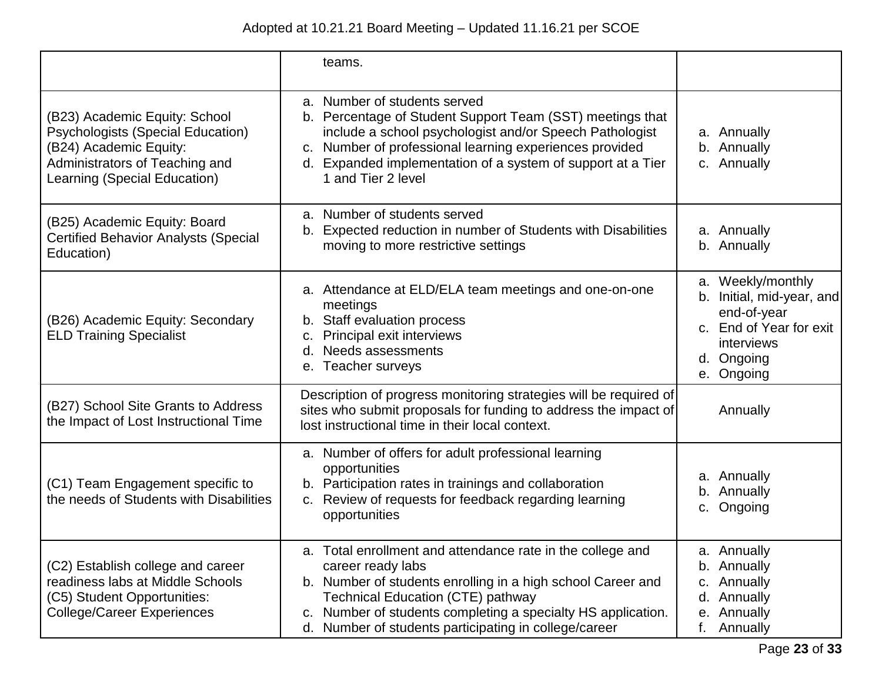| | teams. | |
|---|---|---|
| (B23) Academic Equity: School Psychologists (Special Education)<br>(B24) Academic Equity: Administrators of Teaching and Learning (Special Education) | a. Number of students served<br>b. Percentage of Student Support Team (SST) meetings that include a school psychologist and/or Speech Pathologist<br>c. Number of professional learning experiences provided<br>d. Expanded implementation of a system of support at a Tier 1 and Tier 2 level | a. Annually<br>b. Annually<br>c. Annually |
| (B25) Academic Equity: Board Certified Behavior Analysts (Special Education) | a. Number of students served<br>b. Expected reduction in number of Students with Disabilities moving to more restrictive settings | a. Annually<br>b. Annually |
| (B26) Academic Equity: Secondary ELD Training Specialist | a. Attendance at ELD/ELA team meetings and one-on-one meetings<br>b. Staff evaluation process<br>c. Principal exit interviews<br>d. Needs assessments<br>e. Teacher surveys | a. Weekly/monthly<br>b. Initial, mid-year, and end-of-year<br>c. End of Year for exit interviews<br>d. Ongoing<br>e. Ongoing |
| (B27) School Site Grants to Address the Impact of Lost Instructional Time | Description of progress monitoring strategies will be required of sites who submit proposals for funding to address the impact of lost instructional time in their local context. | Annually |
| (C1) Team Engagement specific to the needs of Students with Disabilities | a. Number of offers for adult professional learning opportunities<br>b. Participation rates in trainings and collaboration<br>c. Review of requests for feedback regarding learning opportunities | a. Annually<br>b. Annually<br>c. Ongoing |
| (C2) Establish college and career readiness labs at Middle Schools<br>(C5) Student Opportunities: College/Career Experiences | a. Total enrollment and attendance rate in the college and career ready labs<br>b. Number of students enrolling in a high school Career and Technical Education (CTE) pathway<br>c. Number of students completing a specialty HS application.<br>d. Number of students participating in college/career | a. Annually<br>b. Annually<br>c. Annually<br>d. Annually<br>e. Annually<br>f. Annually |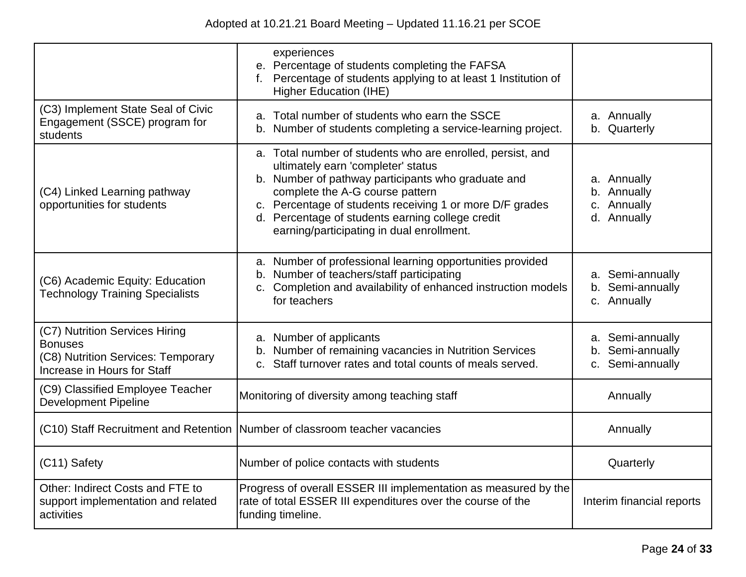| | | |
|---|---|---|
| | experiences<br>e. Percentage of students completing the FAFSA<br>f. Percentage of students applying to at least 1 Institution of Higher Education (IHE) | |
| (C3) Implement State Seal of Civic Engagement (SSCE) program for students | a. Total number of students who earn the SSCE<br>b. Number of students completing a service-learning project. | a. Annually<br>b. Quarterly |
| (C4) Linked Learning pathway opportunities for students | a. Total number of students who are enrolled, persist, and ultimately earn 'completer' status<br>b. Number of pathway participants who graduate and complete the A-G course pattern<br>c. Percentage of students receiving 1 or more D/F grades<br>d. Percentage of students earning college credit earning/participating in dual enrollment. | a. Annually<br>b. Annually<br>c. Annually<br>d. Annually |
| (C6) Academic Equity: Education Technology Training Specialists | a. Number of professional learning opportunities provided<br>b. Number of teachers/staff participating<br>c. Completion and availability of enhanced instruction models for teachers | a. Semi-annually<br>b. Semi-annually<br>c. Annually |
| (C7) Nutrition Services Hiring Bonuses<br>(C8) Nutrition Services: Temporary Increase in Hours for Staff | a. Number of applicants<br>b. Number of remaining vacancies in Nutrition Services<br>c. Staff turnover rates and total counts of meals served. | a. Semi-annually<br>b. Semi-annually<br>c. Semi-annually |
| (C9) Classified Employee Teacher Development Pipeline | Monitoring of diversity among teaching staff | Annually |
| (C10) Staff Recruitment and Retention | Number of classroom teacher vacancies | Annually |
| (C11) Safety | Number of police contacts with students | Quarterly |
| Other: Indirect Costs and FTE to support implementation and related activities | Progress of overall ESSER III implementation as measured by the rate of total ESSER III expenditures over the course of the funding timeline. | Interim financial reports |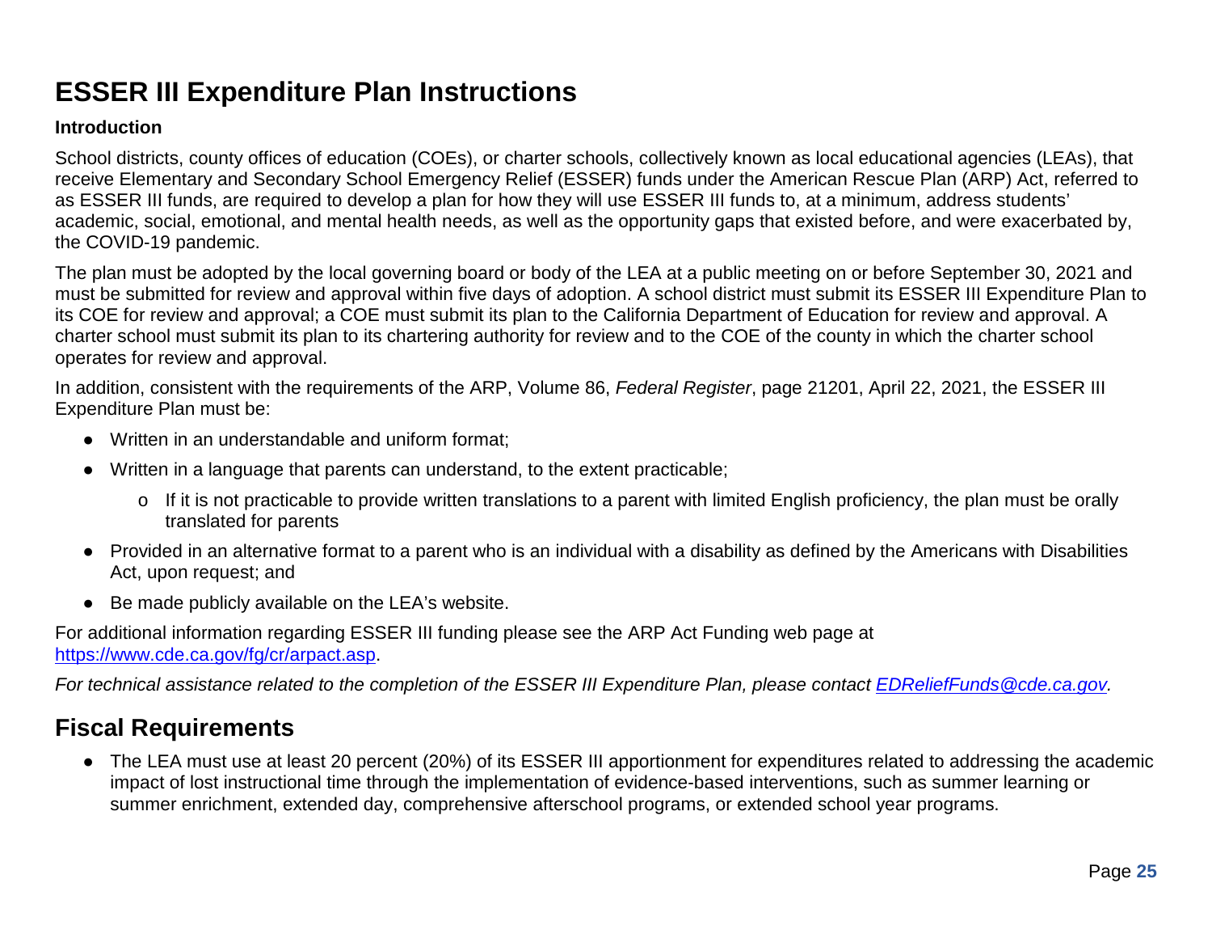# ESSER III Expenditure Plan Instructions

**Introduction**

School districts, county offices of education (COEs), or charter schools, collectively known as local educational agencies (LEAs), that receive Elementary and Secondary School Emergency Relief (ESSER) funds under the American Rescue Plan (ARP) Act, referred to as ESSER III funds, are required to develop a plan for how they will use ESSER III funds to, at a minimum, address students' academic, social, emotional, and mental health needs, as well as the opportunity gaps that existed before, and were exacerbated by, the COVID-19 pandemic.

The plan must be adopted by the local governing board or body of the LEA at a public meeting on or before September 30, 2021 and must be submitted for review and approval within five days of adoption. A school district must submit its ESSER III Expenditure Plan to its COE for review and approval; a COE must submit its plan to the California Department of Education for review and approval. A charter school must submit its plan to its chartering authority for review and to the COE of the county in which the charter school operates for review and approval.

In addition, consistent with the requirements of the ARP, Volume 86, *Federal Register*, page 21201, April 22, 2021, the ESSER III Expenditure Plan must be:

- Written in an understandable and uniform format;
- Written in a language that parents can understand, to the extent practicable;
  - If it is not practicable to provide written translations to a parent with limited English proficiency, the plan must be orally translated for parents
- Provided in an alternative format to a parent who is an individual with a disability as defined by the Americans with Disabilities Act, upon request; and
- Be made publicly available on the LEA's website.

For additional information regarding ESSER III funding please see the ARP Act Funding web page at [https://www.cde.ca.gov/fg/cr/arpact.asp](https://www.cde.ca.gov/fg/cr/arpact.asp).

*For technical assistance related to the completion of the ESSER III Expenditure Plan, please contact [EDReliefFunds@cde.ca.gov](mailto:EDReliefFunds@cde.ca.gov).*

## Fiscal Requirements

- The LEA must use at least 20 percent (20%) of its ESSER III apportionment for expenditures related to addressing the academic impact of lost instructional time through the implementation of evidence-based interventions, such as summer learning or summer enrichment, extended day, comprehensive afterschool programs, or extended school year programs.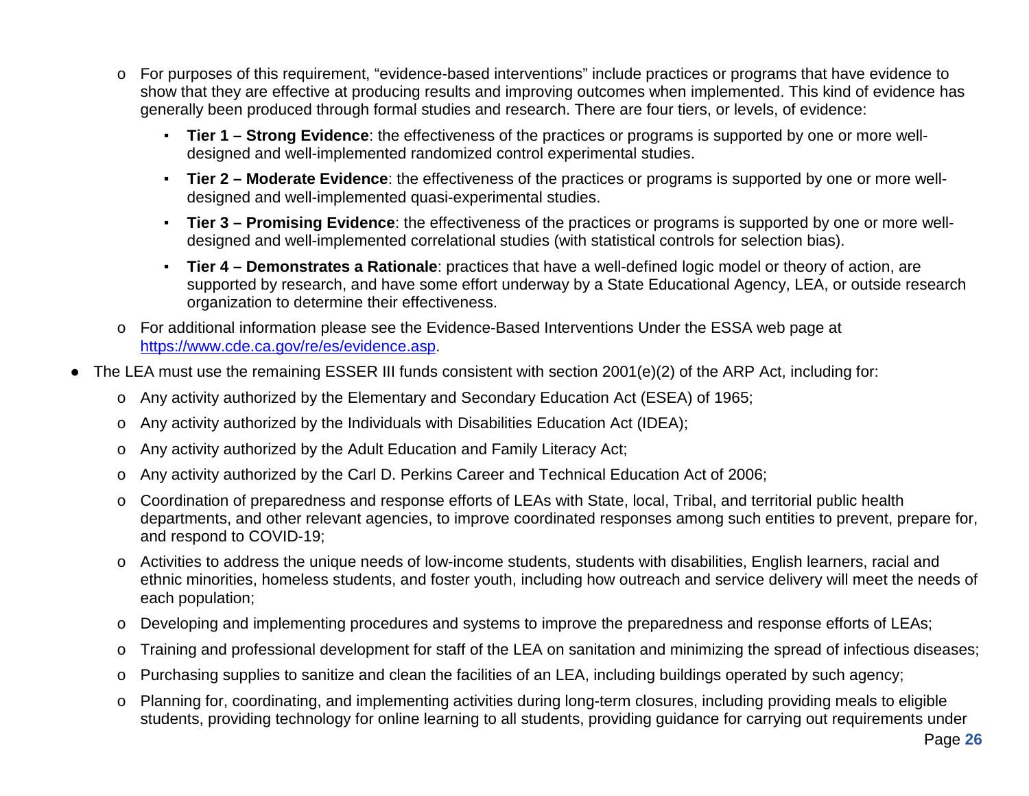- For purposes of this requirement, "evidence-based interventions" include practices or programs that have evidence to show that they are effective at producing results and improving outcomes when implemented. This kind of evidence has generally been produced through formal studies and research. There are four tiers, or levels, of evidence:
    - **Tier 1 – Strong Evidence**: the effectiveness of the practices or programs is supported by one or more well-designed and well-implemented randomized control experimental studies.
    - **Tier 2 – Moderate Evidence**: the effectiveness of the practices or programs is supported by one or more well-designed and well-implemented quasi-experimental studies.
    - **Tier 3 – Promising Evidence**: the effectiveness of the practices or programs is supported by one or more well-designed and well-implemented correlational studies (with statistical controls for selection bias).
    - **Tier 4 – Demonstrates a Rationale**: practices that have a well-defined logic model or theory of action, are supported by research, and have some effort underway by a State Educational Agency, LEA, or outside research organization to determine their effectiveness.
  - For additional information please see the Evidence-Based Interventions Under the ESSA web page at [https://www.cde.ca.gov/re/es/evidence.asp](https://www.cde.ca.gov/re/es/evidence.asp).
- The LEA must use the remaining ESSER III funds consistent with section 2001(e)(2) of the ARP Act, including for:
  - Any activity authorized by the Elementary and Secondary Education Act (ESEA) of 1965;
  - Any activity authorized by the Individuals with Disabilities Education Act (IDEA);
  - Any activity authorized by the Adult Education and Family Literacy Act;
  - Any activity authorized by the Carl D. Perkins Career and Technical Education Act of 2006;
  - Coordination of preparedness and response efforts of LEAs with State, local, Tribal, and territorial public health departments, and other relevant agencies, to improve coordinated responses among such entities to prevent, prepare for, and respond to COVID-19;
  - Activities to address the unique needs of low-income students, students with disabilities, English learners, racial and ethnic minorities, homeless students, and foster youth, including how outreach and service delivery will meet the needs of each population;
  - Developing and implementing procedures and systems to improve the preparedness and response efforts of LEAs;
  - Training and professional development for staff of the LEA on sanitation and minimizing the spread of infectious diseases;
  - Purchasing supplies to sanitize and clean the facilities of an LEA, including buildings operated by such agency;
  - Planning for, coordinating, and implementing activities during long-term closures, including providing meals to eligible students, providing technology for online learning to all students, providing guidance for carrying out requirements under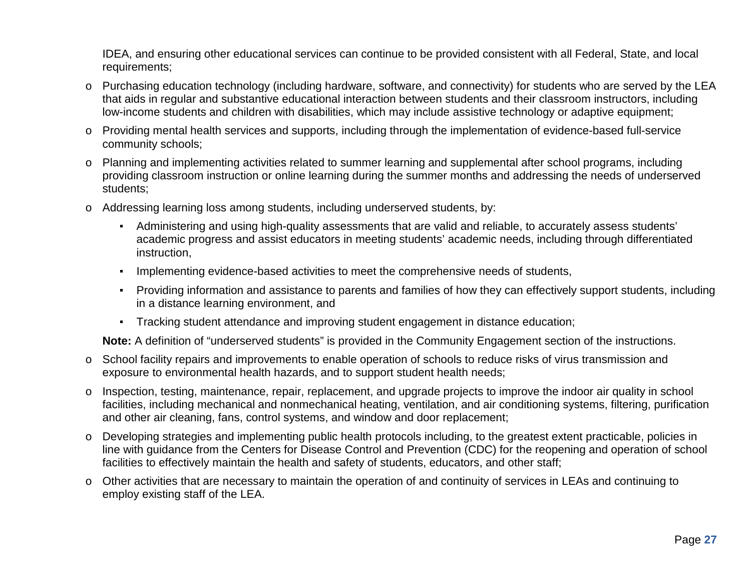IDEA, and ensuring other educational services can continue to be provided consistent with all Federal, State, and local requirements;

- Purchasing education technology (including hardware, software, and connectivity) for students who are served by the LEA that aids in regular and substantive educational interaction between students and their classroom instructors, including low-income students and children with disabilities, which may include assistive technology or adaptive equipment;
- Providing mental health services and supports, including through the implementation of evidence-based full-service community schools;
- Planning and implementing activities related to summer learning and supplemental after school programs, including providing classroom instruction or online learning during the summer months and addressing the needs of underserved students;
- Addressing learning loss among students, including underserved students, by:
  - Administering and using high-quality assessments that are valid and reliable, to accurately assess students' academic progress and assist educators in meeting students' academic needs, including through differentiated instruction,
  - Implementing evidence-based activities to meet the comprehensive needs of students,
  - Providing information and assistance to parents and families of how they can effectively support students, including in a distance learning environment, and
  - Tracking student attendance and improving student engagement in distance education;

  **Note:** A definition of "underserved students" is provided in the Community Engagement section of the instructions.
- School facility repairs and improvements to enable operation of schools to reduce risks of virus transmission and exposure to environmental health hazards, and to support student health needs;
- Inspection, testing, maintenance, repair, replacement, and upgrade projects to improve the indoor air quality in school facilities, including mechanical and nonmechanical heating, ventilation, and air conditioning systems, filtering, purification and other air cleaning, fans, control systems, and window and door replacement;
- Developing strategies and implementing public health protocols including, to the greatest extent practicable, policies in line with guidance from the Centers for Disease Control and Prevention (CDC) for the reopening and operation of school facilities to effectively maintain the health and safety of students, educators, and other staff;
- Other activities that are necessary to maintain the operation of and continuity of services in LEAs and continuing to employ existing staff of the LEA.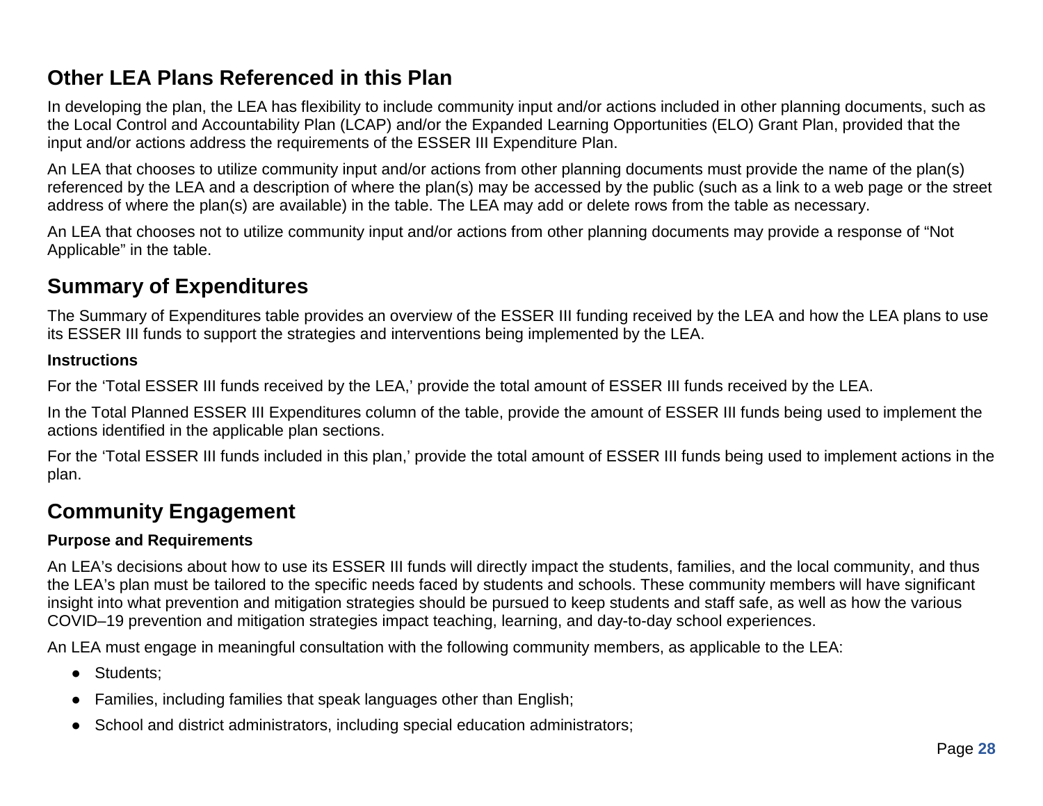## Other LEA Plans Referenced in this Plan

In developing the plan, the LEA has flexibility to include community input and/or actions included in other planning documents, such as the Local Control and Accountability Plan (LCAP) and/or the Expanded Learning Opportunities (ELO) Grant Plan, provided that the input and/or actions address the requirements of the ESSER III Expenditure Plan.

An LEA that chooses to utilize community input and/or actions from other planning documents must provide the name of the plan(s) referenced by the LEA and a description of where the plan(s) may be accessed by the public (such as a link to a web page or the street address of where the plan(s) are available) in the table. The LEA may add or delete rows from the table as necessary.

An LEA that chooses not to utilize community input and/or actions from other planning documents may provide a response of "Not Applicable" in the table.

## Summary of Expenditures

The Summary of Expenditures table provides an overview of the ESSER III funding received by the LEA and how the LEA plans to use its ESSER III funds to support the strategies and interventions being implemented by the LEA.

**Instructions**

For the 'Total ESSER III funds received by the LEA,' provide the total amount of ESSER III funds received by the LEA.

In the Total Planned ESSER III Expenditures column of the table, provide the amount of ESSER III funds being used to implement the actions identified in the applicable plan sections.

For the 'Total ESSER III funds included in this plan,' provide the total amount of ESSER III funds being used to implement actions in the plan.

## Community Engagement

**Purpose and Requirements**

An LEA's decisions about how to use its ESSER III funds will directly impact the students, families, and the local community, and thus the LEA's plan must be tailored to the specific needs faced by students and schools. These community members will have significant insight into what prevention and mitigation strategies should be pursued to keep students and staff safe, as well as how the various COVID–19 prevention and mitigation strategies impact teaching, learning, and day-to-day school experiences.

An LEA must engage in meaningful consultation with the following community members, as applicable to the LEA:

- Students;
- Families, including families that speak languages other than English;
- School and district administrators, including special education administrators;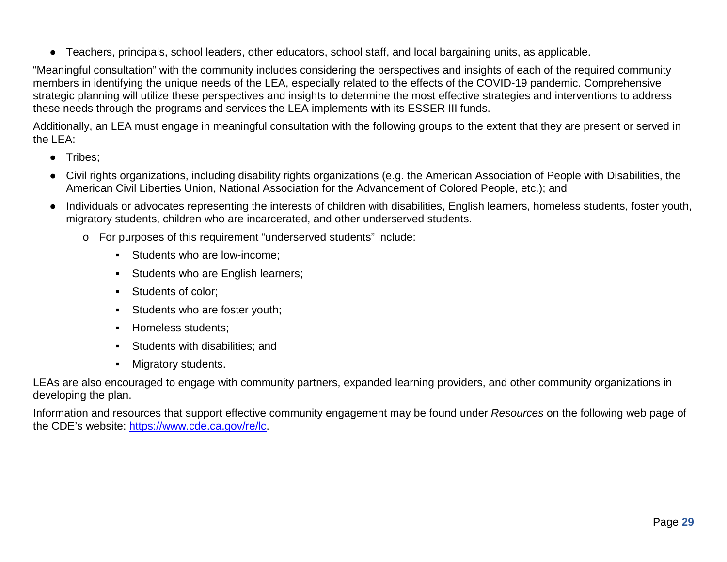- Teachers, principals, school leaders, other educators, school staff, and local bargaining units, as applicable.

"Meaningful consultation" with the community includes considering the perspectives and insights of each of the required community members in identifying the unique needs of the LEA, especially related to the effects of the COVID-19 pandemic. Comprehensive strategic planning will utilize these perspectives and insights to determine the most effective strategies and interventions to address these needs through the programs and services the LEA implements with its ESSER III funds.

Additionally, an LEA must engage in meaningful consultation with the following groups to the extent that they are present or served in the LEA:

- Tribes;
- Civil rights organizations, including disability rights organizations (e.g. the American Association of People with Disabilities, the American Civil Liberties Union, National Association for the Advancement of Colored People, etc.); and
- Individuals or advocates representing the interests of children with disabilities, English learners, homeless students, foster youth, migratory students, children who are incarcerated, and other underserved students.
    - For purposes of this requirement "underserved students" include:
        - Students who are low-income;
        - Students who are English learners;
        - Students of color;
        - Students who are foster youth;
        - Homeless students;
        - Students with disabilities; and
        - Migratory students.

LEAs are also encouraged to engage with community partners, expanded learning providers, and other community organizations in developing the plan.

Information and resources that support effective community engagement may be found under *Resources* on the following web page of the CDE's website: [https://www.cde.ca.gov/re/lc](https://www.cde.ca.gov/re/lc).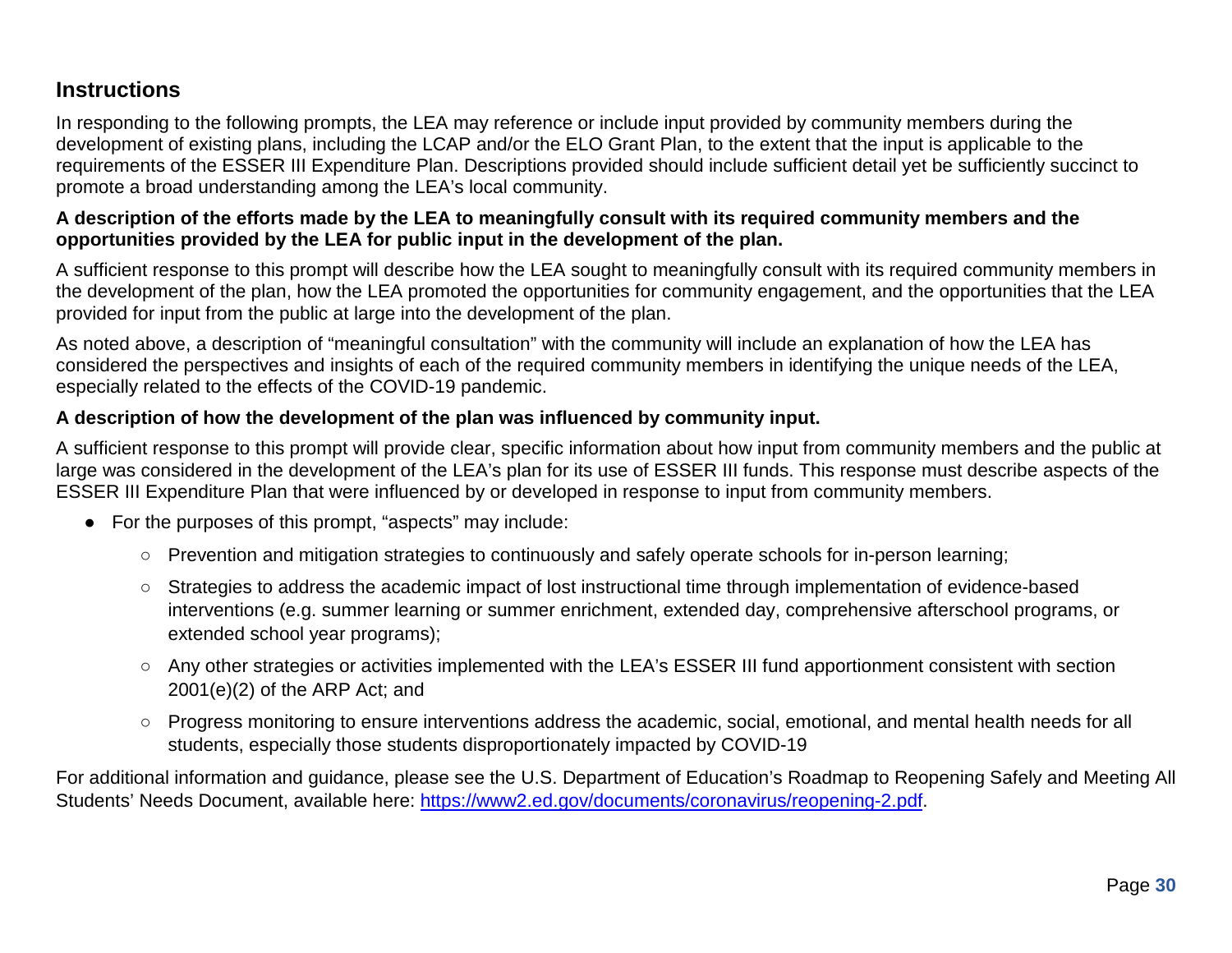## Instructions

In responding to the following prompts, the LEA may reference or include input provided by community members during the development of existing plans, including the LCAP and/or the ELO Grant Plan, to the extent that the input is applicable to the requirements of the ESSER III Expenditure Plan. Descriptions provided should include sufficient detail yet be sufficiently succinct to promote a broad understanding among the LEA's local community.

**A description of the efforts made by the LEA to meaningfully consult with its required community members and the opportunities provided by the LEA for public input in the development of the plan.**

A sufficient response to this prompt will describe how the LEA sought to meaningfully consult with its required community members in the development of the plan, how the LEA promoted the opportunities for community engagement, and the opportunities that the LEA provided for input from the public at large into the development of the plan.

As noted above, a description of "meaningful consultation" with the community will include an explanation of how the LEA has considered the perspectives and insights of each of the required community members in identifying the unique needs of the LEA, especially related to the effects of the COVID-19 pandemic.

**A description of how the development of the plan was influenced by community input.**

A sufficient response to this prompt will provide clear, specific information about how input from community members and the public at large was considered in the development of the LEA's plan for its use of ESSER III funds. This response must describe aspects of the ESSER III Expenditure Plan that were influenced by or developed in response to input from community members.

- For the purposes of this prompt, "aspects" may include:
  - Prevention and mitigation strategies to continuously and safely operate schools for in-person learning;
  - Strategies to address the academic impact of lost instructional time through implementation of evidence-based interventions (e.g. summer learning or summer enrichment, extended day, comprehensive afterschool programs, or extended school year programs);
  - Any other strategies or activities implemented with the LEA's ESSER III fund apportionment consistent with section 2001(e)(2) of the ARP Act; and
  - Progress monitoring to ensure interventions address the academic, social, emotional, and mental health needs for all students, especially those students disproportionately impacted by COVID-19

For additional information and guidance, please see the U.S. Department of Education's Roadmap to Reopening Safely and Meeting All Students' Needs Document, available here: [https://www2.ed.gov/documents/coronavirus/reopening-2.pdf](https://www2.ed.gov/documents/coronavirus/reopening-2.pdf).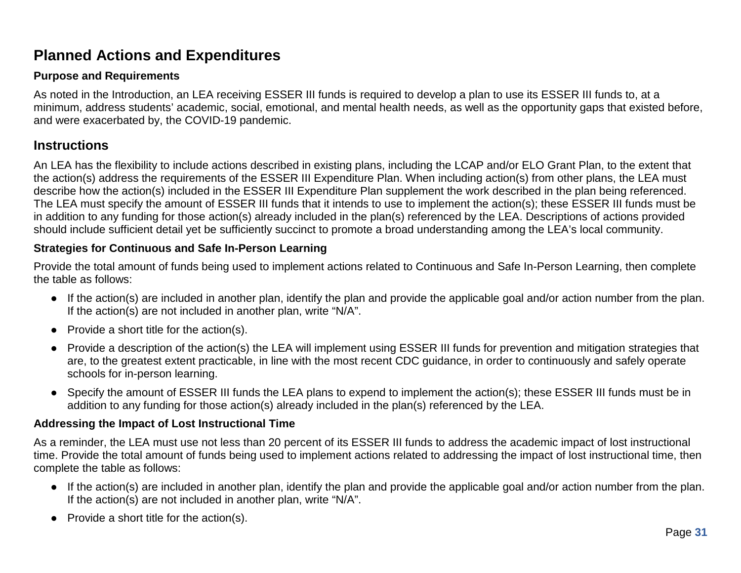## Planned Actions and Expenditures

### Purpose and Requirements

As noted in the Introduction, an LEA receiving ESSER III funds is required to develop a plan to use its ESSER III funds to, at a minimum, address students' academic, social, emotional, and mental health needs, as well as the opportunity gaps that existed before, and were exacerbated by, the COVID-19 pandemic.

## Instructions

An LEA has the flexibility to include actions described in existing plans, including the LCAP and/or ELO Grant Plan, to the extent that the action(s) address the requirements of the ESSER III Expenditure Plan. When including action(s) from other plans, the LEA must describe how the action(s) included in the ESSER III Expenditure Plan supplement the work described in the plan being referenced. The LEA must specify the amount of ESSER III funds that it intends to use to implement the action(s); these ESSER III funds must be in addition to any funding for those action(s) already included in the plan(s) referenced by the LEA. Descriptions of actions provided should include sufficient detail yet be sufficiently succinct to promote a broad understanding among the LEA's local community.

### Strategies for Continuous and Safe In-Person Learning

Provide the total amount of funds being used to implement actions related to Continuous and Safe In-Person Learning, then complete the table as follows:

- If the action(s) are included in another plan, identify the plan and provide the applicable goal and/or action number from the plan. If the action(s) are not included in another plan, write "N/A".
- Provide a short title for the action(s).
- Provide a description of the action(s) the LEA will implement using ESSER III funds for prevention and mitigation strategies that are, to the greatest extent practicable, in line with the most recent CDC guidance, in order to continuously and safely operate schools for in-person learning.
- Specify the amount of ESSER III funds the LEA plans to expend to implement the action(s); these ESSER III funds must be in addition to any funding for those action(s) already included in the plan(s) referenced by the LEA.

### Addressing the Impact of Lost Instructional Time

As a reminder, the LEA must use not less than 20 percent of its ESSER III funds to address the academic impact of lost instructional time. Provide the total amount of funds being used to implement actions related to addressing the impact of lost instructional time, then complete the table as follows:

- If the action(s) are included in another plan, identify the plan and provide the applicable goal and/or action number from the plan. If the action(s) are not included in another plan, write "N/A".
- Provide a short title for the action(s).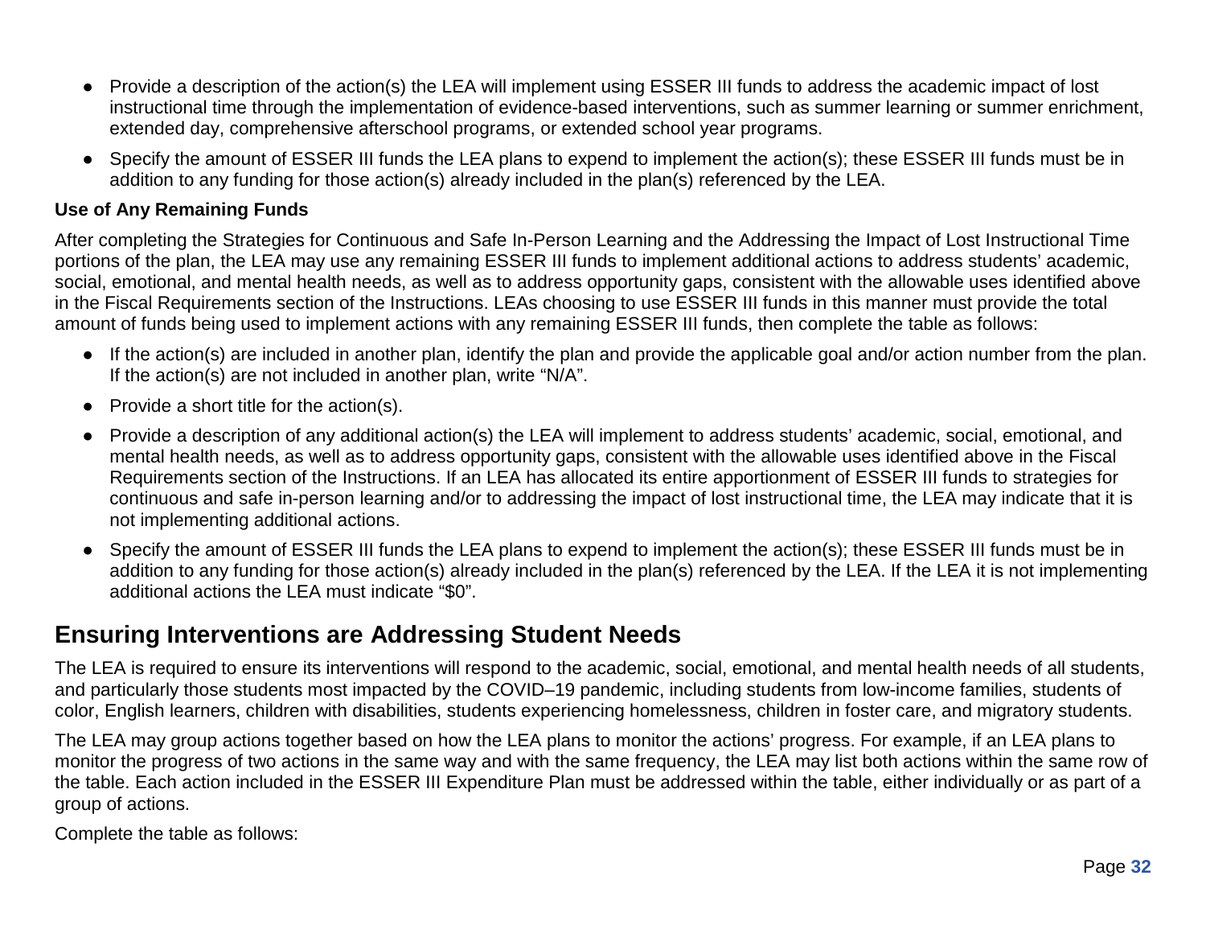- Provide a description of the action(s) the LEA will implement using ESSER III funds to address the academic impact of lost instructional time through the implementation of evidence-based interventions, such as summer learning or summer enrichment, extended day, comprehensive afterschool programs, or extended school year programs.
- Specify the amount of ESSER III funds the LEA plans to expend to implement the action(s); these ESSER III funds must be in addition to any funding for those action(s) already included in the plan(s) referenced by the LEA.

**Use of Any Remaining Funds**

After completing the Strategies for Continuous and Safe In-Person Learning and the Addressing the Impact of Lost Instructional Time portions of the plan, the LEA may use any remaining ESSER III funds to implement additional actions to address students' academic, social, emotional, and mental health needs, as well as to address opportunity gaps, consistent with the allowable uses identified above in the Fiscal Requirements section of the Instructions. LEAs choosing to use ESSER III funds in this manner must provide the total amount of funds being used to implement actions with any remaining ESSER III funds, then complete the table as follows:

- If the action(s) are included in another plan, identify the plan and provide the applicable goal and/or action number from the plan. If the action(s) are not included in another plan, write "N/A".
- Provide a short title for the action(s).
- Provide a description of any additional action(s) the LEA will implement to address students' academic, social, emotional, and mental health needs, as well as to address opportunity gaps, consistent with the allowable uses identified above in the Fiscal Requirements section of the Instructions. If an LEA has allocated its entire apportionment of ESSER III funds to strategies for continuous and safe in-person learning and/or to addressing the impact of lost instructional time, the LEA may indicate that it is not implementing additional actions.
- Specify the amount of ESSER III funds the LEA plans to expend to implement the action(s); these ESSER III funds must be in addition to any funding for those action(s) already included in the plan(s) referenced by the LEA. If the LEA it is not implementing additional actions the LEA must indicate "$0".

## Ensuring Interventions are Addressing Student Needs

The LEA is required to ensure its interventions will respond to the academic, social, emotional, and mental health needs of all students, and particularly those students most impacted by the COVID–19 pandemic, including students from low-income families, students of color, English learners, children with disabilities, students experiencing homelessness, children in foster care, and migratory students.

The LEA may group actions together based on how the LEA plans to monitor the actions' progress. For example, if an LEA plans to monitor the progress of two actions in the same way and with the same frequency, the LEA may list both actions within the same row of the table. Each action included in the ESSER III Expenditure Plan must be addressed within the table, either individually or as part of a group of actions.

Complete the table as follows: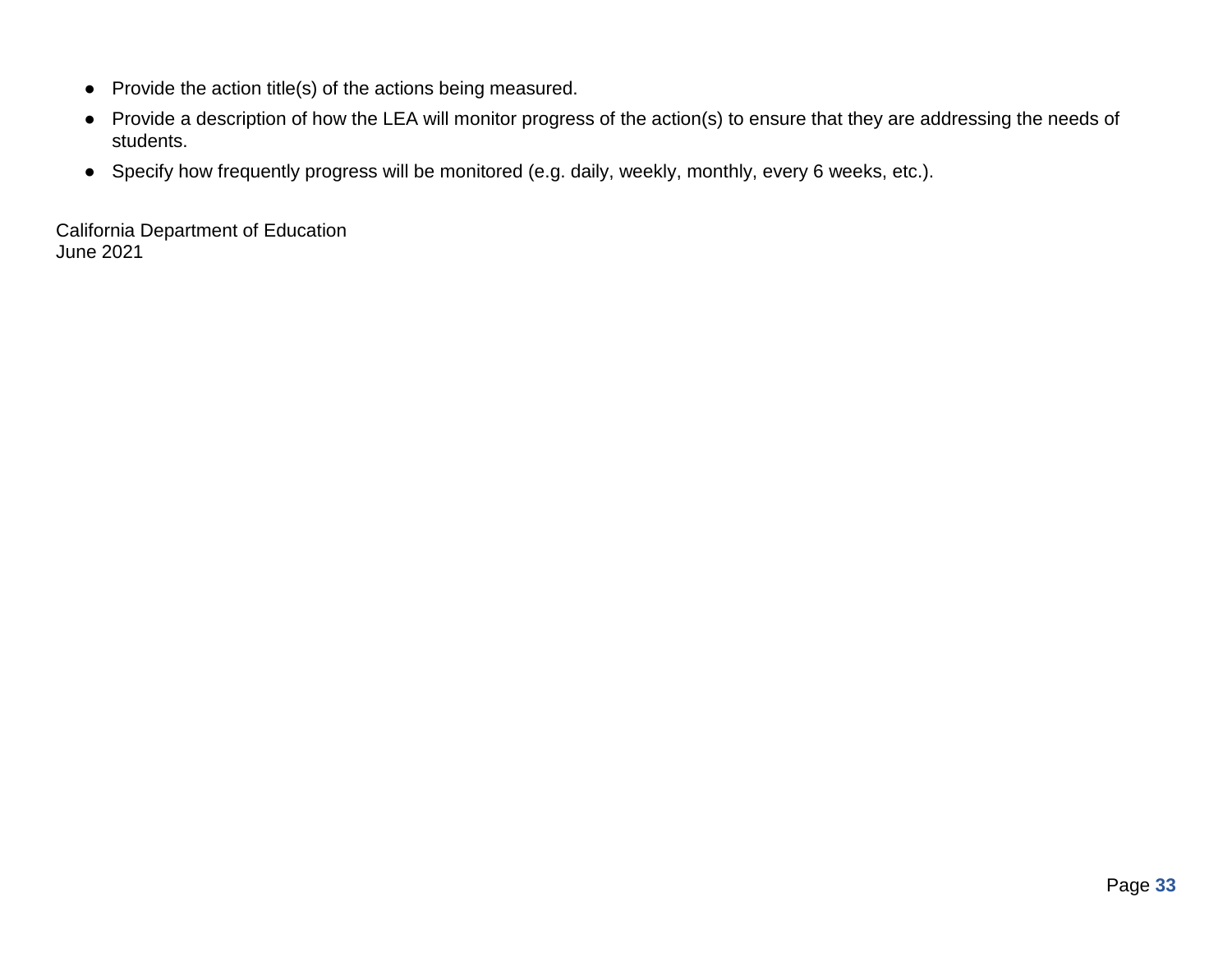- Provide the action title(s) of the actions being measured.
- Provide a description of how the LEA will monitor progress of the action(s) to ensure that they are addressing the needs of students.
- Specify how frequently progress will be monitored (e.g. daily, weekly, monthly, every 6 weeks, etc.).

California Department of Education
June 2021